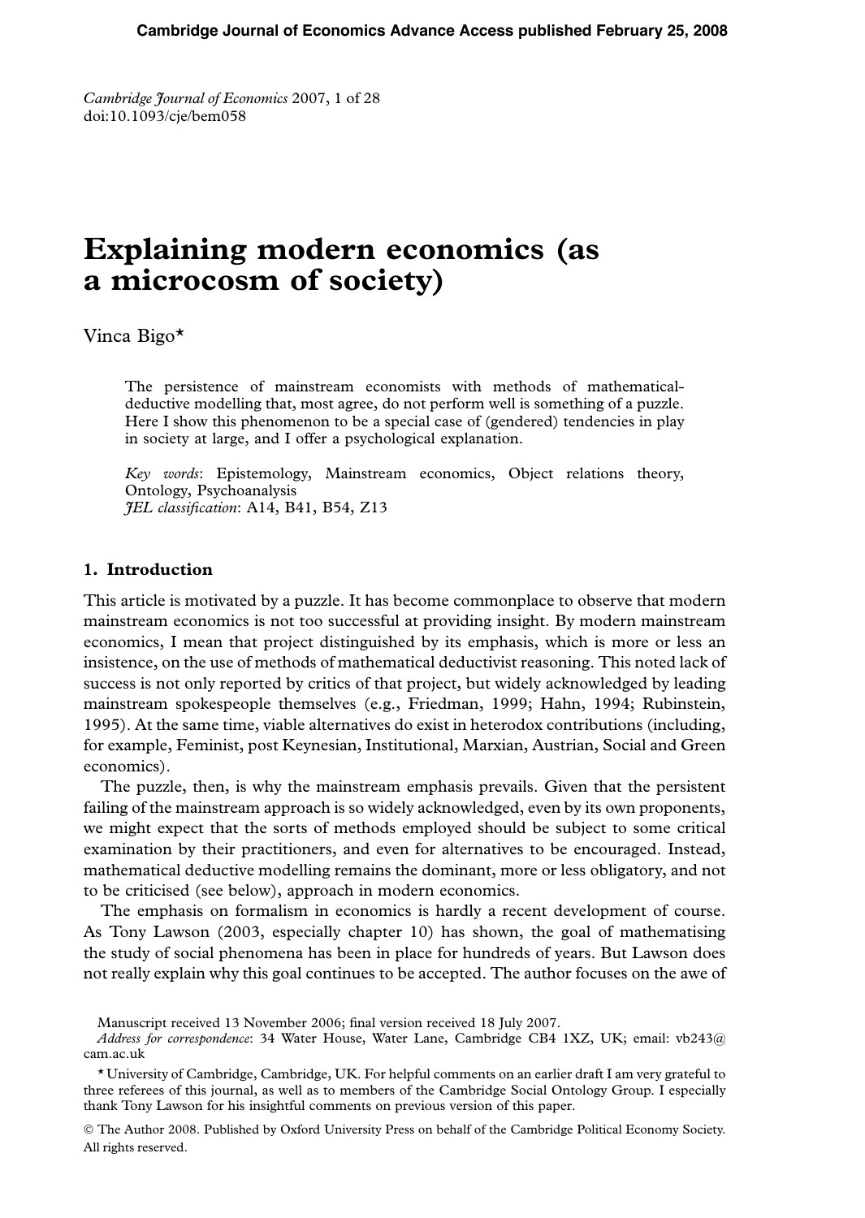# Explaining modern economics (as a microcosm of society)

Vinca Bigo*

The persistence of mainstream economists with methods of mathematical-deductive modelling that, most agree, do not perform well is something of a puzzle. Here I show this phenomenon to be a special case of (gendered) tendencies in play in society at large, and I offer a psychological explanation.

*Key words*: Epistemology, Mainstream economics, Object relations theory, Ontology, Psychoanalysis
*JEL classification*: A14, B41, B54, Z13

## 1. Introduction

This article is motivated by a puzzle. It has become commonplace to observe that modern mainstream economics is not too successful at providing insight. By modern mainstream economics, I mean that project distinguished by its emphasis, which is more or less an insistence, on the use of methods of mathematical deductivist reasoning. This noted lack of success is not only reported by critics of that project, but widely acknowledged by leading mainstream spokespeople themselves (e.g., Friedman, 1999; Hahn, 1994; Rubinstein, 1995). At the same time, viable alternatives do exist in heterodox contributions (including, for example, Feminist, post Keynesian, Institutional, Marxian, Austrian, Social and Green economics).

The puzzle, then, is why the mainstream emphasis prevails. Given that the persistent failing of the mainstream approach is so widely acknowledged, even by its own proponents, we might expect that the sorts of methods employed should be subject to some critical examination by their practitioners, and even for alternatives to be encouraged. Instead, mathematical deductive modelling remains the dominant, more or less obligatory, and not to be criticised (see below), approach in modern economics.

The emphasis on formalism in economics is hardly a recent development of course. As Tony Lawson (2003, especially chapter 10) has shown, the goal of mathematising the study of social phenomena has been in place for hundreds of years. But Lawson does not really explain why this goal continues to be accepted. The author focuses on the awe of

Manuscript received 13 November 2006; final version received 18 July 2007.
*Address for correspondence*: 34 Water House, Water Lane, Cambridge CB4 1XZ, UK; email: vb243@cam.ac.uk

* University of Cambridge, Cambridge, UK. For helpful comments on an earlier draft I am very grateful to three referees of this journal, as well as to members of the Cambridge Social Ontology Group. I especially thank Tony Lawson for his insightful comments on previous version of this paper.

© The Author 2008. Published by Oxford University Press on behalf of the Cambridge Political Economy Society. All rights reserved.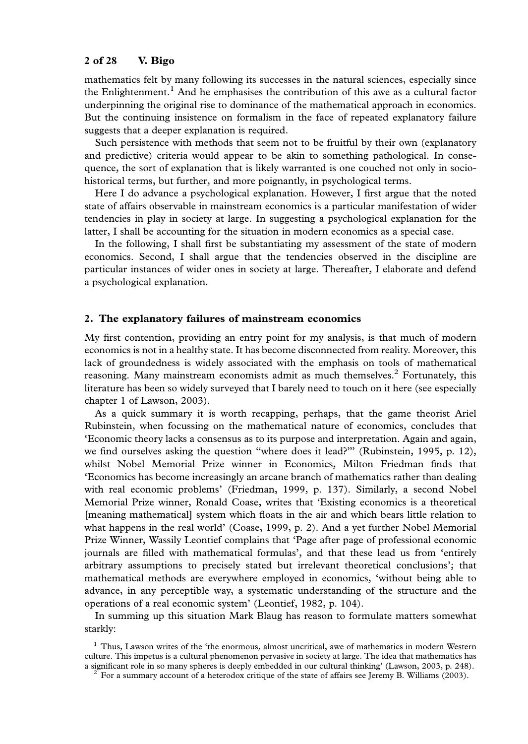mathematics felt by many following its successes in the natural sciences, especially since the Enlightenment.[1] And he emphasises the contribution of this awe as a cultural factor underpinning the original rise to dominance of the mathematical approach in economics. But the continuing insistence on formalism in the face of repeated explanatory failure suggests that a deeper explanation is required.

Such persistence with methods that seem not to be fruitful by their own (explanatory and predictive) criteria would appear to be akin to something pathological. In consequence, the sort of explanation that is likely warranted is one couched not only in socio-historical terms, but further, and more poignantly, in psychological terms.

Here I do advance a psychological explanation. However, I first argue that the noted state of affairs observable in mainstream economics is a particular manifestation of wider tendencies in play in society at large. In suggesting a psychological explanation for the latter, I shall be accounting for the situation in modern economics as a special case.

In the following, I shall first be substantiating my assessment of the state of modern economics. Second, I shall argue that the tendencies observed in the discipline are particular instances of wider ones in society at large. Thereafter, I elaborate and defend a psychological explanation.

## 2. The explanatory failures of mainstream economics

My first contention, providing an entry point for my analysis, is that much of modern economics is not in a healthy state. It has become disconnected from reality. Moreover, this lack of groundedness is widely associated with the emphasis on tools of mathematical reasoning. Many mainstream economists admit as much themselves.[2] Fortunately, this literature has been so widely surveyed that I barely need to touch on it here (see especially chapter 1 of Lawson, 2003).

As a quick summary it is worth recapping, perhaps, that the game theorist Ariel Rubinstein, when focussing on the mathematical nature of economics, concludes that 'Economic theory lacks a consensus as to its purpose and interpretation. Again and again, we find ourselves asking the question "where does it lead?"' (Rubinstein, 1995, p. 12), whilst Nobel Memorial Prize winner in Economics, Milton Friedman finds that 'Economics has become increasingly an arcane branch of mathematics rather than dealing with real economic problems' (Friedman, 1999, p. 137). Similarly, a second Nobel Memorial Prize winner, Ronald Coase, writes that 'Existing economics is a theoretical [meaning mathematical] system which floats in the air and which bears little relation to what happens in the real world' (Coase, 1999, p. 2). And a yet further Nobel Memorial Prize Winner, Wassily Leontief complains that 'Page after page of professional economic journals are filled with mathematical formulas', and that these lead us from 'entirely arbitrary assumptions to precisely stated but irrelevant theoretical conclusions'; that mathematical methods are everywhere employed in economics, 'without being able to advance, in any perceptible way, a systematic understanding of the structure and the operations of a real economic system' (Leontief, 1982, p. 104).

In summing up this situation Mark Blaug has reason to formulate matters somewhat starkly:

[1] Thus, Lawson writes of the 'the enormous, almost uncritical, awe of mathematics in modern Western culture. This impetus is a cultural phenomenon pervasive in society at large. The idea that mathematics has a significant role in so many spheres is deeply embedded in our cultural thinking' (Lawson, 2003, p. 248).

[2] For a summary account of a heterodox critique of the state of affairs see Jeremy B. Williams (2003).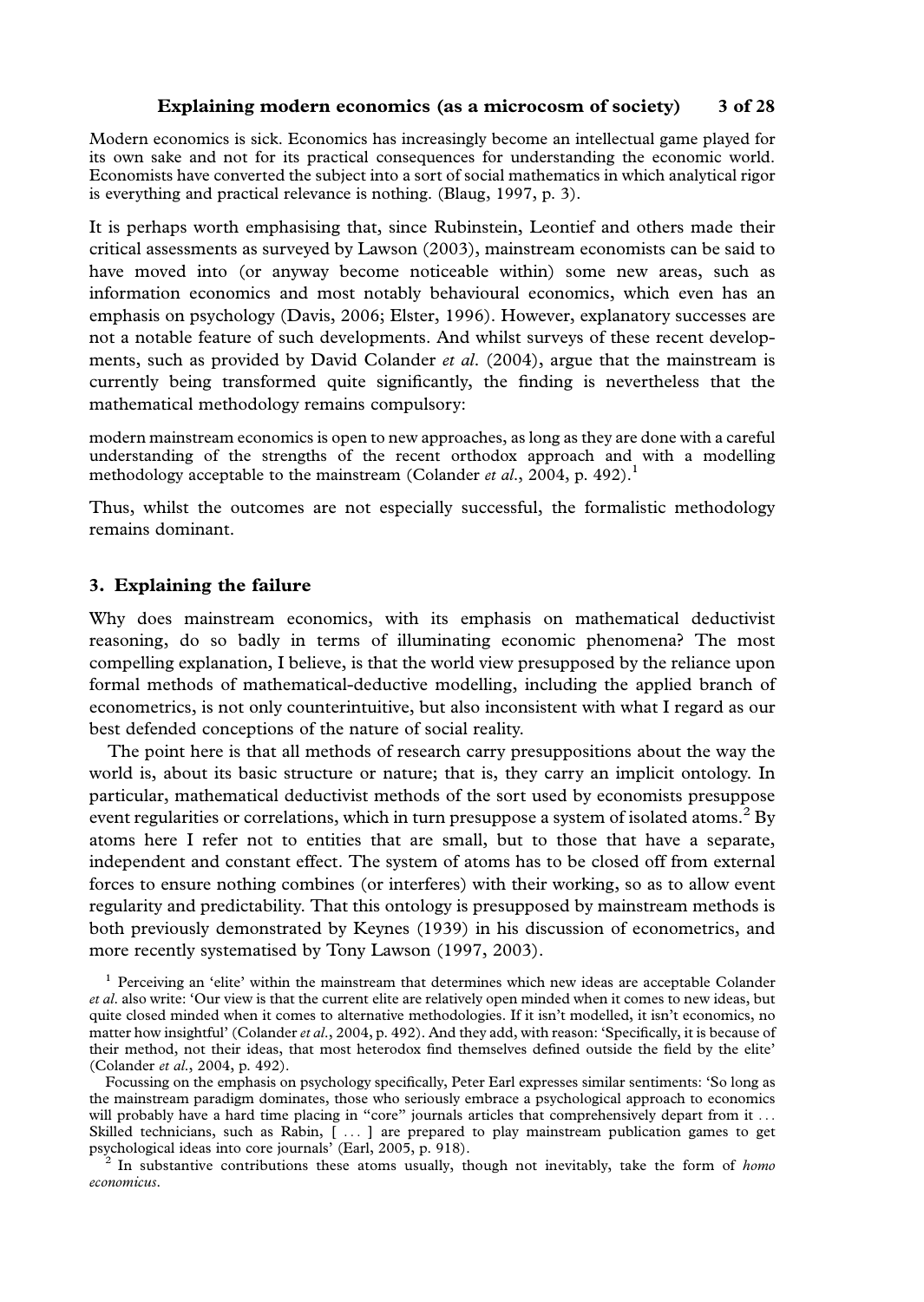> Modern economics is sick. Economics has increasingly become an intellectual game played for its own sake and not for its practical consequences for understanding the economic world. Economists have converted the subject into a sort of social mathematics in which analytical rigor is everything and practical relevance is nothing. (Blaug, 1997, p. 3).

It is perhaps worth emphasising that, since Rubinstein, Leontief and others made their critical assessments as surveyed by Lawson (2003), mainstream economists can be said to have moved into (or anyway become noticeable within) some new areas, such as information economics and most notably behavioural economics, which even has an emphasis on psychology (Davis, 2006; Elster, 1996). However, explanatory successes are not a notable feature of such developments. And whilst surveys of these recent developments, such as provided by David Colander *et al*. (2004), argue that the mainstream is currently being transformed quite significantly, the finding is nevertheless that the mathematical methodology remains compulsory:

> modern mainstream economics is open to new approaches, as long as they are done with a careful understanding of the strengths of the recent orthodox approach and with a modelling methodology acceptable to the mainstream (Colander *et al*., 2004, p. 492).[1]

Thus, whilst the outcomes are not especially successful, the formalistic methodology remains dominant.

## 3. Explaining the failure

Why does mainstream economics, with its emphasis on mathematical deductivist reasoning, do so badly in terms of illuminating economic phenomena? The most compelling explanation, I believe, is that the world view presupposed by the reliance upon formal methods of mathematical-deductive modelling, including the applied branch of econometrics, is not only counterintuitive, but also inconsistent with what I regard as our best defended conceptions of the nature of social reality.

The point here is that all methods of research carry presuppositions about the way the world is, about its basic structure or nature; that is, they carry an implicit ontology. In particular, mathematical deductivist methods of the sort used by economists presuppose event regularities or correlations, which in turn presuppose a system of isolated atoms.[2] By atoms here I refer not to entities that are small, but to those that have a separate, independent and constant effect. The system of atoms has to be closed off from external forces to ensure nothing combines (or interferes) with their working, so as to allow event regularity and predictability. That this ontology is presupposed by mainstream methods is both previously demonstrated by Keynes (1939) in his discussion of econometrics, and more recently systematised by Tony Lawson (1997, 2003).

[1] Perceiving an 'elite' within the mainstream that determines which new ideas are acceptable Colander *et al*. also write: 'Our view is that the current elite are relatively open minded when it comes to new ideas, but quite closed minded when it comes to alternative methodologies. If it isn't modelled, it isn't economics, no matter how insightful' (Colander *et al*., 2004, p. 492). And they add, with reason: 'Specifically, it is because of their method, not their ideas, that most heterodox find themselves defined outside the field by the elite' (Colander *et al*., 2004, p. 492).

Focussing on the emphasis on psychology specifically, Peter Earl expresses similar sentiments: 'So long as the mainstream paradigm dominates, those who seriously embrace a psychological approach to economics will probably have a hard time placing in "core" journals articles that comprehensively depart from it ... Skilled technicians, such as Rabin, [ ... ] are prepared to play mainstream publication games to get psychological ideas into core journals' (Earl, 2005, p. 918).

[2] In substantive contributions these atoms usually, though not inevitably, take the form of *homo economicus*.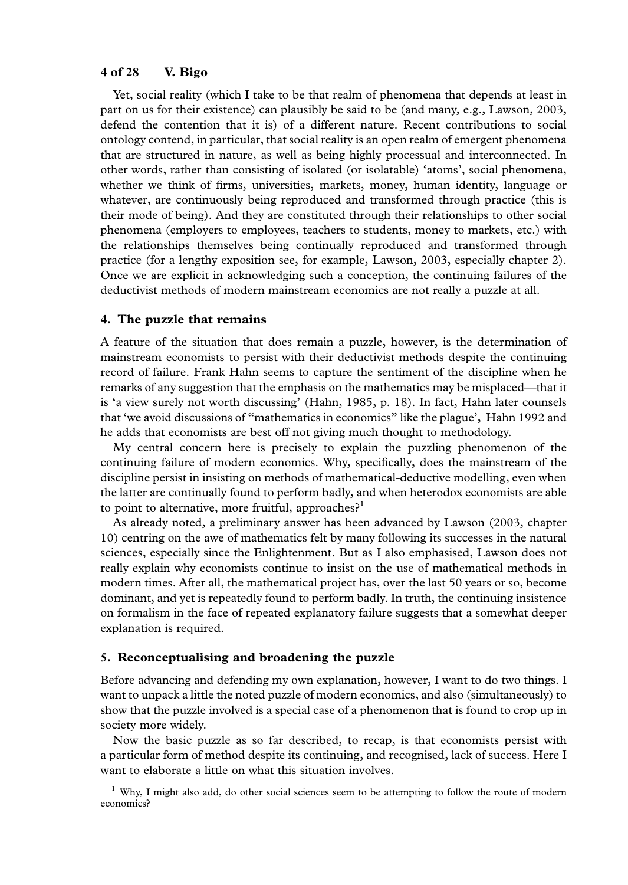Yet, social reality (which I take to be that realm of phenomena that depends at least in part on us for their existence) can plausibly be said to be (and many, e.g., Lawson, 2003, defend the contention that it is) of a different nature. Recent contributions to social ontology contend, in particular, that social reality is an open realm of emergent phenomena that are structured in nature, as well as being highly processual and interconnected. In other words, rather than consisting of isolated (or isolatable) 'atoms', social phenomena, whether we think of firms, universities, markets, money, human identity, language or whatever, are continuously being reproduced and transformed through practice (this is their mode of being). And they are constituted through their relationships to other social phenomena (employers to employees, teachers to students, money to markets, etc.) with the relationships themselves being continually reproduced and transformed through practice (for a lengthy exposition see, for example, Lawson, 2003, especially chapter 2). Once we are explicit in acknowledging such a conception, the continuing failures of the deductivist methods of modern mainstream economics are not really a puzzle at all.

## 4. The puzzle that remains

A feature of the situation that does remain a puzzle, however, is the determination of mainstream economists to persist with their deductivist methods despite the continuing record of failure. Frank Hahn seems to capture the sentiment of the discipline when he remarks of any suggestion that the emphasis on the mathematics may be misplaced—that it is 'a view surely not worth discussing' (Hahn, 1985, p. 18). In fact, Hahn later counsels that 'we avoid discussions of "mathematics in economics" like the plague', Hahn 1992 and he adds that economists are best off not giving much thought to methodology.

My central concern here is precisely to explain the puzzling phenomenon of the continuing failure of modern economics. Why, specifically, does the mainstream of the discipline persist in insisting on methods of mathematical-deductive modelling, even when the latter are continually found to perform badly, and when heterodox economists are able to point to alternative, more fruitful, approaches?[1]

As already noted, a preliminary answer has been advanced by Lawson (2003, chapter 10) centring on the awe of mathematics felt by many following its successes in the natural sciences, especially since the Enlightenment. But as I also emphasised, Lawson does not really explain why economists continue to insist on the use of mathematical methods in modern times. After all, the mathematical project has, over the last 50 years or so, become dominant, and yet is repeatedly found to perform badly. In truth, the continuing insistence on formalism in the face of repeated explanatory failure suggests that a somewhat deeper explanation is required.

## 5. Reconceptualising and broadening the puzzle

Before advancing and defending my own explanation, however, I want to do two things. I want to unpack a little the noted puzzle of modern economics, and also (simultaneously) to show that the puzzle involved is a special case of a phenomenon that is found to crop up in society more widely.

Now the basic puzzle as so far described, to recap, is that economists persist with a particular form of method despite its continuing, and recognised, lack of success. Here I want to elaborate a little on what this situation involves.

[1] Why, I might also add, do other social sciences seem to be attempting to follow the route of modern economics?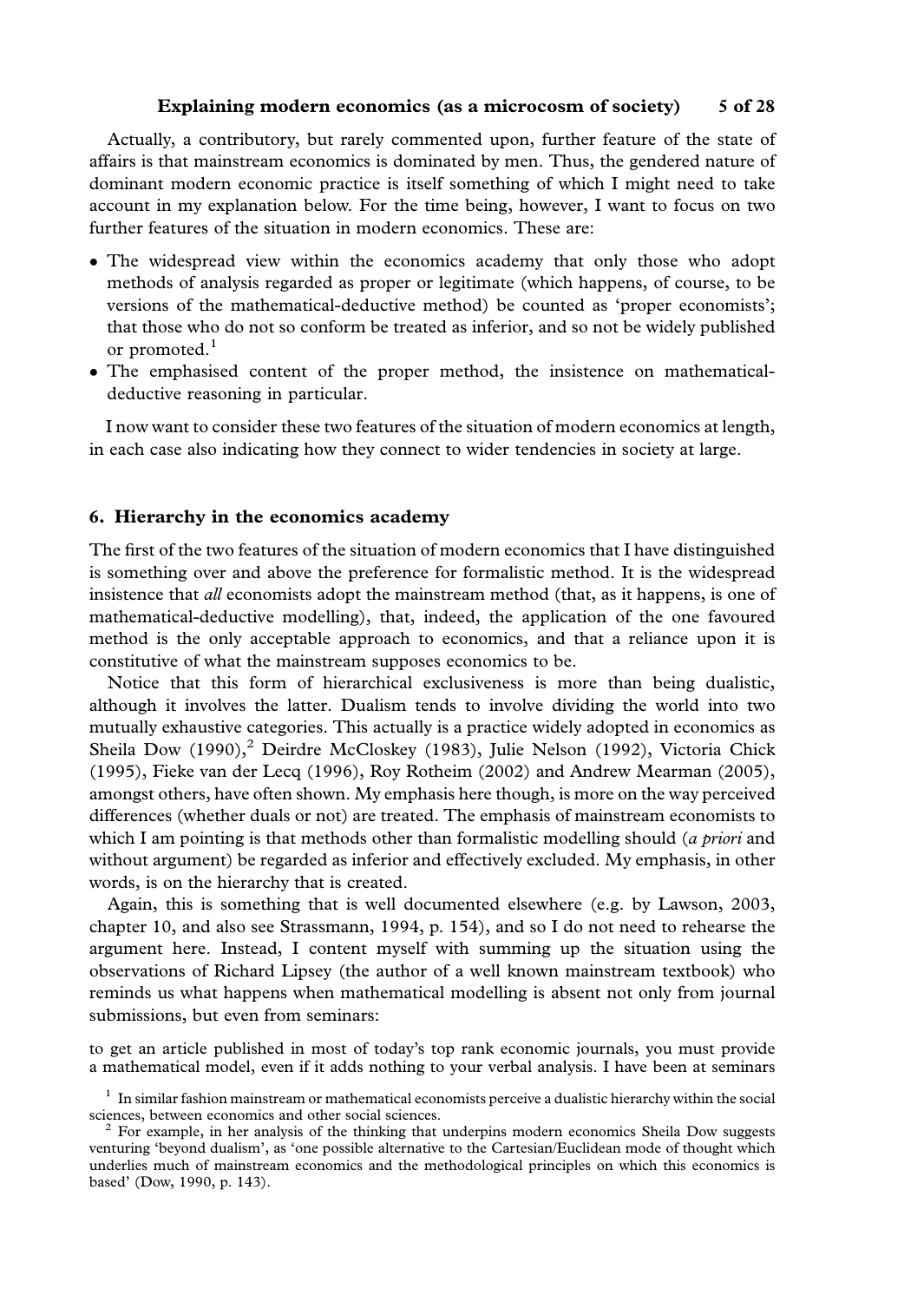Actually, a contributory, but rarely commented upon, further feature of the state of affairs is that mainstream economics is dominated by men. Thus, the gendered nature of dominant modern economic practice is itself something of which I might need to take account in my explanation below. For the time being, however, I want to focus on two further features of the situation in modern economics. These are:

- The widespread view within the economics academy that only those who adopt methods of analysis regarded as proper or legitimate (which happens, of course, to be versions of the mathematical-deductive method) be counted as 'proper economists'; that those who do not so conform be treated as inferior, and so not be widely published or promoted.[1]
- The emphasised content of the proper method, the insistence on mathematical-deductive reasoning in particular.

I now want to consider these two features of the situation of modern economics at length, in each case also indicating how they connect to wider tendencies in society at large.

## 6. Hierarchy in the economics academy

The first of the two features of the situation of modern economics that I have distinguished is something over and above the preference for formalistic method. It is the widespread insistence that *all* economists adopt the mainstream method (that, as it happens, is one of mathematical-deductive modelling), that, indeed, the application of the one favoured method is the only acceptable approach to economics, and that a reliance upon it is constitutive of what the mainstream supposes economics to be.

Notice that this form of hierarchical exclusiveness is more than being dualistic, although it involves the latter. Dualism tends to involve dividing the world into two mutually exhaustive categories. This actually is a practice widely adopted in economics as Sheila Dow (1990),[2] Deirdre McCloskey (1983), Julie Nelson (1992), Victoria Chick (1995), Fieke van der Lecq (1996), Roy Rotheim (2002) and Andrew Mearman (2005), amongst others, have often shown. My emphasis here though, is more on the way perceived differences (whether duals or not) are treated. The emphasis of mainstream economists to which I am pointing is that methods other than formalistic modelling should (*a priori* and without argument) be regarded as inferior and effectively excluded. My emphasis, in other words, is on the hierarchy that is created.

Again, this is something that is well documented elsewhere (e.g. by Lawson, 2003, chapter 10, and also see Strassmann, 1994, p. 154), and so I do not need to rehearse the argument here. Instead, I content myself with summing up the situation using the observations of Richard Lipsey (the author of a well known mainstream textbook) who reminds us what happens when mathematical modelling is absent not only from journal submissions, but even from seminars:

to get an article published in most of today's top rank economic journals, you must provide a mathematical model, even if it adds nothing to your verbal analysis. I have been at seminars

---

[1] In similar fashion mainstream or mathematical economists perceive a dualistic hierarchy within the social sciences, between economics and other social sciences.

[2] For example, in her analysis of the thinking that underpins modern economics Sheila Dow suggests venturing 'beyond dualism', as 'one possible alternative to the Cartesian/Euclidean mode of thought which underlies much of mainstream economics and the methodological principles on which this economics is based' (Dow, 1990, p. 143).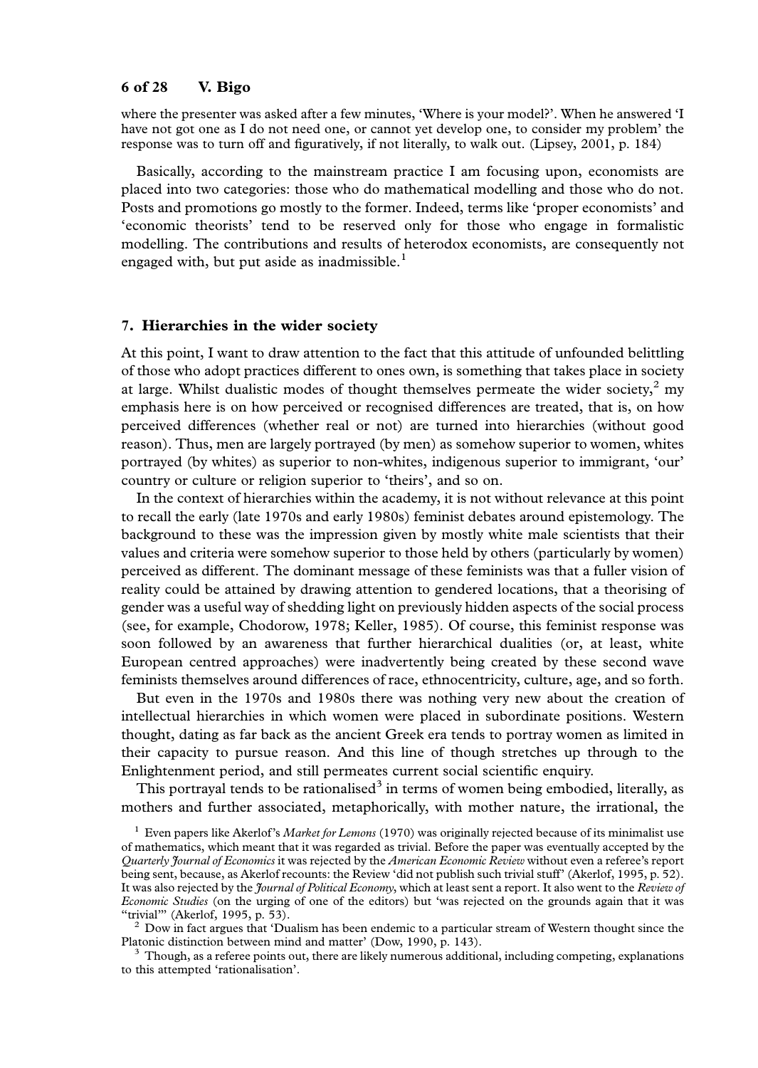where the presenter was asked after a few minutes, 'Where is your model?'. When he answered 'I have not got one as I do not need one, or cannot yet develop one, to consider my problem' the response was to turn off and figuratively, if not literally, to walk out. (Lipsey, 2001, p. 184)

Basically, according to the mainstream practice I am focusing upon, economists are placed into two categories: those who do mathematical modelling and those who do not. Posts and promotions go mostly to the former. Indeed, terms like 'proper economists' and 'economic theorists' tend to be reserved only for those who engage in formalistic modelling. The contributions and results of heterodox economists, are consequently not engaged with, but put aside as inadmissible.[1]

## 7. Hierarchies in the wider society

At this point, I want to draw attention to the fact that this attitude of unfounded belittling of those who adopt practices different to ones own, is something that takes place in society at large. Whilst dualistic modes of thought themselves permeate the wider society,[2] my emphasis here is on how perceived or recognised differences are treated, that is, on how perceived differences (whether real or not) are turned into hierarchies (without good reason). Thus, men are largely portrayed (by men) as somehow superior to women, whites portrayed (by whites) as superior to non-whites, indigenous superior to immigrant, 'our' country or culture or religion superior to 'theirs', and so on.

In the context of hierarchies within the academy, it is not without relevance at this point to recall the early (late 1970s and early 1980s) feminist debates around epistemology. The background to these was the impression given by mostly white male scientists that their values and criteria were somehow superior to those held by others (particularly by women) perceived as different. The dominant message of these feminists was that a fuller vision of reality could be attained by drawing attention to gendered locations, that a theorising of gender was a useful way of shedding light on previously hidden aspects of the social process (see, for example, Chodorow, 1978; Keller, 1985). Of course, this feminist response was soon followed by an awareness that further hierarchical dualities (or, at least, white European centred approaches) were inadvertently being created by these second wave feminists themselves around differences of race, ethnocentricity, culture, age, and so forth.

But even in the 1970s and 1980s there was nothing very new about the creation of intellectual hierarchies in which women were placed in subordinate positions. Western thought, dating as far back as the ancient Greek era tends to portray women as limited in their capacity to pursue reason. And this line of though stretches up through to the Enlightenment period, and still permeates current social scientific enquiry.

This portrayal tends to be rationalised[3] in terms of women being embodied, literally, as mothers and further associated, metaphorically, with mother nature, the irrational, the

[1] Even papers like Akerlof's *Market for Lemons* (1970) was originally rejected because of its minimalist use of mathematics, which meant that it was regarded as trivial. Before the paper was eventually accepted by the *Quarterly Journal of Economics* it was rejected by the *American Economic Review* without even a referee's report being sent, because, as Akerlof recounts: the Review 'did not publish such trivial stuff' (Akerlof, 1995, p. 52). It was also rejected by the *Journal of Political Economy*, which at least sent a report. It also went to the *Review of Economic Studies* (on the urging of one of the editors) but 'was rejected on the grounds again that it was "trivial"' (Akerlof, 1995, p. 53).

[2] Dow in fact argues that 'Dualism has been endemic to a particular stream of Western thought since the Platonic distinction between mind and matter' (Dow, 1990, p. 143).

[3] Though, as a referee points out, there are likely numerous additional, including competing, explanations to this attempted 'rationalisation'.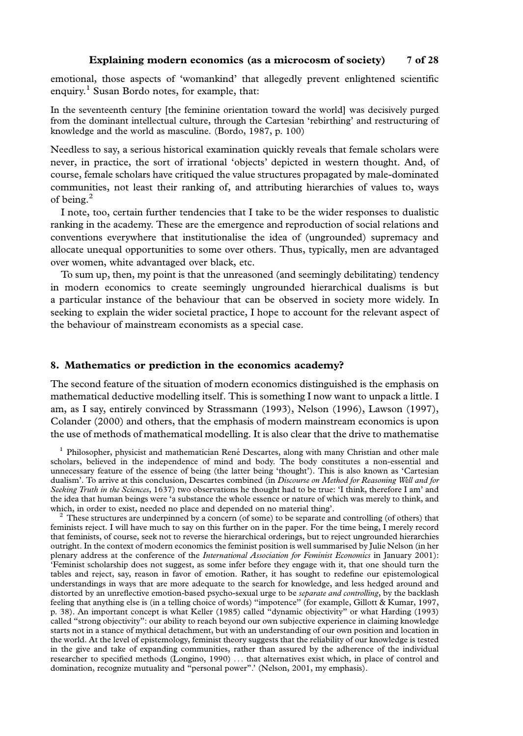emotional, those aspects of 'womankind' that allegedly prevent enlightened scientific enquiry.[1] Susan Bordo notes, for example, that:

> In the seventeenth century [the feminine orientation toward the world] was decisively purged from the dominant intellectual culture, through the Cartesian 'rebirthing' and restructuring of knowledge and the world as masculine. (Bordo, 1987, p. 100)

Needless to say, a serious historical examination quickly reveals that female scholars were never, in practice, the sort of irrational 'objects' depicted in western thought. And, of course, female scholars have critiqued the value structures propagated by male-dominated communities, not least their ranking of, and attributing hierarchies of values to, ways of being.[2]

I note, too, certain further tendencies that I take to be the wider responses to dualistic ranking in the academy. These are the emergence and reproduction of social relations and conventions everywhere that institutionalise the idea of (ungrounded) supremacy and allocate unequal opportunities to some over others. Thus, typically, men are advantaged over women, white advantaged over black, etc.

To sum up, then, my point is that the unreasoned (and seemingly debilitating) tendency in modern economics to create seemingly ungrounded hierarchical dualisms is but a particular instance of the behaviour that can be observed in society more widely. In seeking to explain the wider societal practice, I hope to account for the relevant aspect of the behaviour of mainstream economists as a special case.

## 8. Mathematics or prediction in the economics academy?

The second feature of the situation of modern economics distinguished is the emphasis on mathematical deductive modelling itself. This is something I now want to unpack a little. I am, as I say, entirely convinced by Strassmann (1993), Nelson (1996), Lawson (1997), Colander (2000) and others, that the emphasis of modern mainstream economics is upon the use of methods of mathematical modelling. It is also clear that the drive to mathematise

[1] Philosopher, physicist and mathematician René Descartes, along with many Christian and other male scholars, believed in the independence of mind and body. The body constitutes a non-essential and unnecessary feature of the essence of being (the latter being 'thought'). This is also known as 'Cartesian dualism'. To arrive at this conclusion, Descartes combined (in *Discourse on Method for Reasoning Well and for Seeking Truth in the Sciences*, 1637) two observations he thought had to be true: 'I think, therefore I am' and the idea that human beings were 'a substance the whole essence or nature of which was merely to think, and which, in order to exist, needed no place and depended on no material thing'.

[2] These structures are underpinned by a concern (of some) to be separate and controlling (of others) that feminists reject. I will have much to say on this further on in the paper. For the time being, I merely record that feminists, of course, seek not to reverse the hierarchical orderings, but to reject ungrounded hierarchies outright. In the context of modern economics the feminist position is well summarised by Julie Nelson (in her plenary address at the conference of the *International Association for Feminist Economics* in January 2001): 'Feminist scholarship does not suggest, as some infer before they engage with it, that one should turn the tables and reject, say, reason in favor of emotion. Rather, it has sought to redefine our epistemological understandings in ways that are more adequate to the search for knowledge, and less hedged around and distorted by an unreflective emotion-based psycho-sexual urge to be *separate and controlling*, by the backlash feeling that anything else is (in a telling choice of words) "impotence" (for example, Gillott & Kumar, 1997, p. 38). An important concept is what Keller (1985) called "dynamic objectivity" or what Harding (1993) called "strong objectivity": our ability to reach beyond our own subjective experience in claiming knowledge starts not in a stance of mythical detachment, but with an understanding of our own position and location in the world. At the level of epistemology, feminist theory suggests that the reliability of our knowledge is tested in the give and take of expanding communities, rather than assured by the adherence of the individual researcher to specified methods (Longino, 1990) ... that alternatives exist which, in place of control and domination, recognize mutuality and "personal power".' (Nelson, 2001, my emphasis).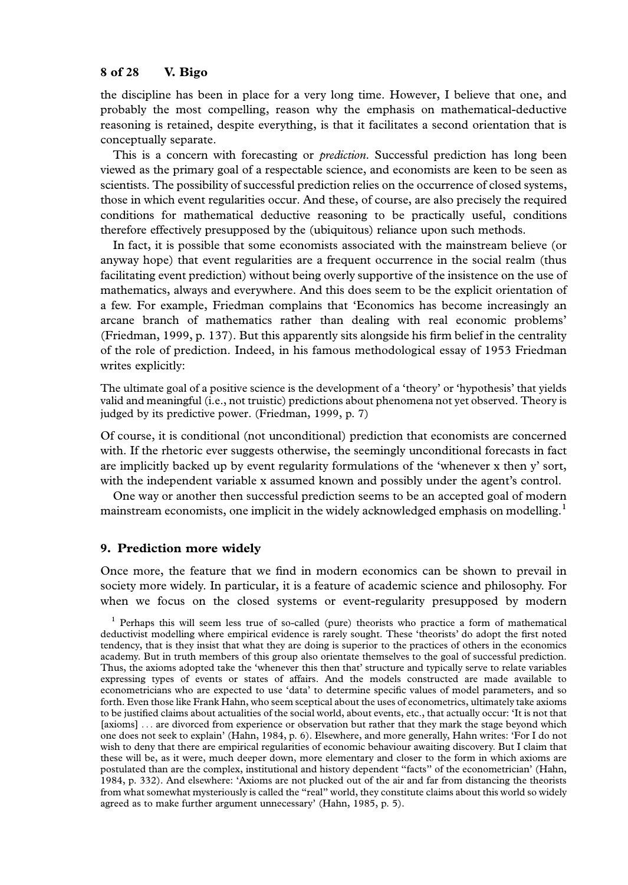the discipline has been in place for a very long time. However, I believe that one, and probably the most compelling, reason why the emphasis on mathematical-deductive reasoning is retained, despite everything, is that it facilitates a second orientation that is conceptually separate.

This is a concern with forecasting or *prediction*. Successful prediction has long been viewed as the primary goal of a respectable science, and economists are keen to be seen as scientists. The possibility of successful prediction relies on the occurrence of closed systems, those in which event regularities occur. And these, of course, are also precisely the required conditions for mathematical deductive reasoning to be practically useful, conditions therefore effectively presupposed by the (ubiquitous) reliance upon such methods.

In fact, it is possible that some economists associated with the mainstream believe (or anyway hope) that event regularities are a frequent occurrence in the social realm (thus facilitating event prediction) without being overly supportive of the insistence on the use of mathematics, always and everywhere. And this does seem to be the explicit orientation of a few. For example, Friedman complains that 'Economics has become increasingly an arcane branch of mathematics rather than dealing with real economic problems' (Friedman, 1999, p. 137). But this apparently sits alongside his firm belief in the centrality of the role of prediction. Indeed, in his famous methodological essay of 1953 Friedman writes explicitly:

> The ultimate goal of a positive science is the development of a 'theory' or 'hypothesis' that yields valid and meaningful (i.e., not truistic) predictions about phenomena not yet observed. Theory is judged by its predictive power. (Friedman, 1999, p. 7)

Of course, it is conditional (not unconditional) prediction that economists are concerned with. If the rhetoric ever suggests otherwise, the seemingly unconditional forecasts in fact are implicitly backed up by event regularity formulations of the 'whenever x then y' sort, with the independent variable x assumed known and possibly under the agent's control.

One way or another then successful prediction seems to be an accepted goal of modern mainstream economists, one implicit in the widely acknowledged emphasis on modelling.[1]

## 9. Prediction more widely

Once more, the feature that we find in modern economics can be shown to prevail in society more widely. In particular, it is a feature of academic science and philosophy. For when we focus on the closed systems or event-regularity presupposed by modern

[1] Perhaps this will seem less true of so-called (pure) theorists who practice a form of mathematical deductivist modelling where empirical evidence is rarely sought. These 'theorists' do adopt the first noted tendency, that is they insist that what they are doing is superior to the practices of others in the economics academy. But in truth members of this group also orientate themselves to the goal of successful prediction. Thus, the axioms adopted take the 'whenever this then that' structure and typically serve to relate variables expressing types of events or states of affairs. And the models constructed are made available to econometricians who are expected to use 'data' to determine specific values of model parameters, and so forth. Even those like Frank Hahn, who seem sceptical about the uses of econometrics, ultimately take axioms to be justified claims about actualities of the social world, about events, etc., that actually occur: 'It is not that [axioms] ... are divorced from experience or observation but rather that they mark the stage beyond which one does not seek to explain' (Hahn, 1984, p. 6). Elsewhere, and more generally, Hahn writes: 'For I do not wish to deny that there are empirical regularities of economic behaviour awaiting discovery. But I claim that these will be, as it were, much deeper down, more elementary and closer to the form in which axioms are postulated than are the complex, institutional and history dependent "facts" of the econometrician' (Hahn, 1984, p. 332). And elsewhere: 'Axioms are not plucked out of the air and far from distancing the theorists from what somewhat mysteriously is called the "real" world, they constitute claims about this world so widely agreed as to make further argument unnecessary' (Hahn, 1985, p. 5).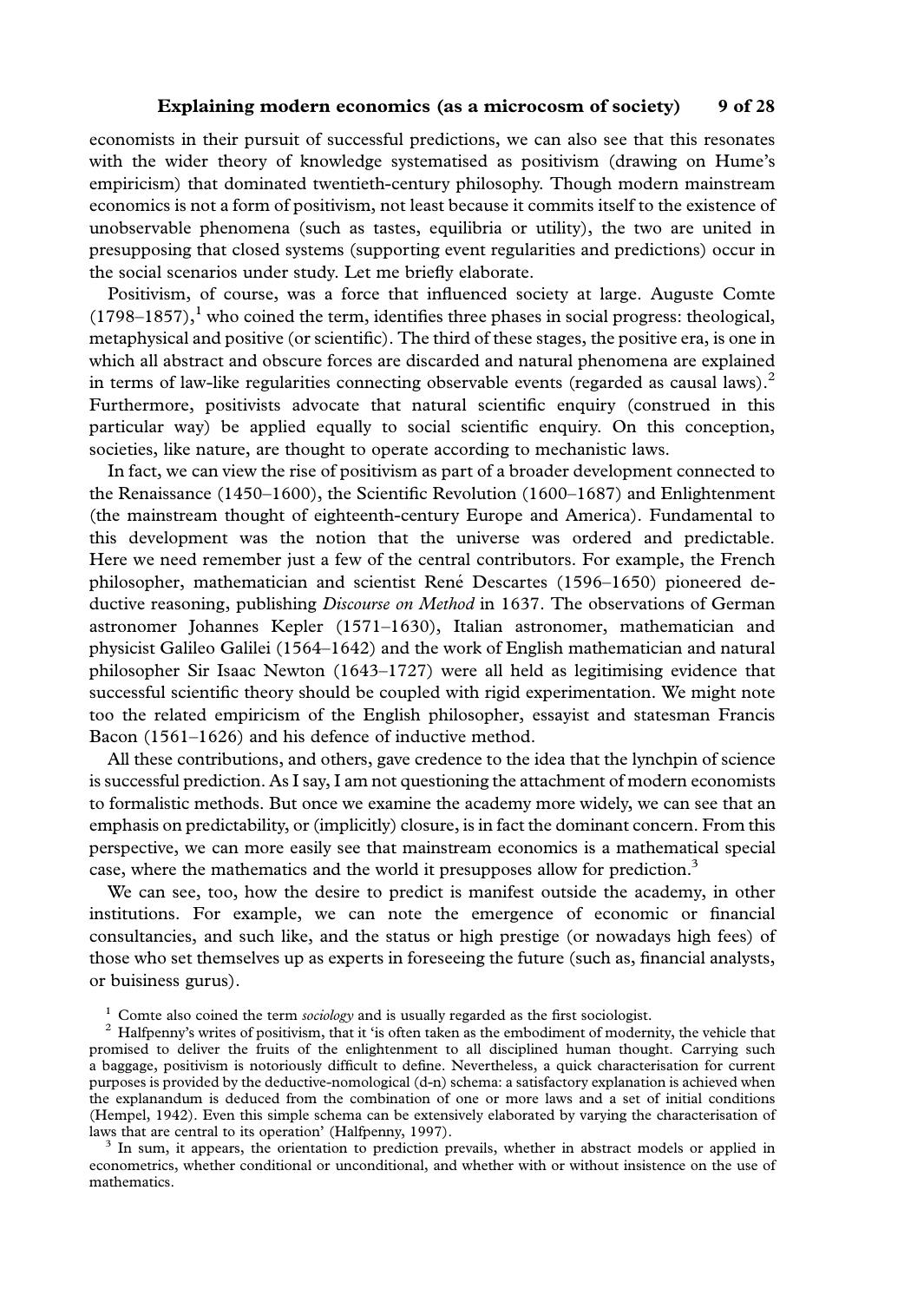economists in their pursuit of successful predictions, we can also see that this resonates with the wider theory of knowledge systematised as positivism (drawing on Hume's empiricism) that dominated twentieth-century philosophy. Though modern mainstream economics is not a form of positivism, not least because it commits itself to the existence of unobservable phenomena (such as tastes, equilibria or utility), the two are united in presupposing that closed systems (supporting event regularities and predictions) occur in the social scenarios under study. Let me briefly elaborate.

Positivism, of course, was a force that influenced society at large. Auguste Comte (1798–1857),[1] who coined the term, identifies three phases in social progress: theological, metaphysical and positive (or scientific). The third of these stages, the positive era, is one in which all abstract and obscure forces are discarded and natural phenomena are explained in terms of law-like regularities connecting observable events (regarded as causal laws).[2] Furthermore, positivists advocate that natural scientific enquiry (construed in this particular way) be applied equally to social scientific enquiry. On this conception, societies, like nature, are thought to operate according to mechanistic laws.

In fact, we can view the rise of positivism as part of a broader development connected to the Renaissance (1450–1600), the Scientific Revolution (1600–1687) and Enlightenment (the mainstream thought of eighteenth-century Europe and America). Fundamental to this development was the notion that the universe was ordered and predictable. Here we need remember just a few of the central contributors. For example, the French philosopher, mathematician and scientist René Descartes (1596–1650) pioneered deductive reasoning, publishing *Discourse on Method* in 1637. The observations of German astronomer Johannes Kepler (1571–1630), Italian astronomer, mathematician and physicist Galileo Galilei (1564–1642) and the work of English mathematician and natural philosopher Sir Isaac Newton (1643–1727) were all held as legitimising evidence that successful scientific theory should be coupled with rigid experimentation. We might note too the related empiricism of the English philosopher, essayist and statesman Francis Bacon (1561–1626) and his defence of inductive method.

All these contributions, and others, gave credence to the idea that the lynchpin of science is successful prediction. As I say, I am not questioning the attachment of modern economists to formalistic methods. But once we examine the academy more widely, we can see that an emphasis on predictability, or (implicitly) closure, is in fact the dominant concern. From this perspective, we can more easily see that mainstream economics is a mathematical special case, where the mathematics and the world it presupposes allow for prediction.[3]

We can see, too, how the desire to predict is manifest outside the academy, in other institutions. For example, we can note the emergence of economic or financial consultancies, and such like, and the status or high prestige (or nowadays high fees) of those who set themselves up as experts in foreseeing the future (such as, financial analysts, or buisiness gurus).

[1] Comte also coined the term *sociology* and is usually regarded as the first sociologist.

[2] Halfpenny's writes of positivism, that it 'is often taken as the embodiment of modernity, the vehicle that promised to deliver the fruits of the enlightenment to all disciplined human thought. Carrying such a baggage, positivism is notoriously difficult to define. Nevertheless, a quick characterisation for current purposes is provided by the deductive-nomological (d-n) schema: a satisfactory explanation is achieved when the explanandum is deduced from the combination of one or more laws and a set of initial conditions (Hempel, 1942). Even this simple schema can be extensively elaborated by varying the characterisation of laws that are central to its operation' (Halfpenny, 1997).

[3] In sum, it appears, the orientation to prediction prevails, whether in abstract models or applied in econometrics, whether conditional or unconditional, and whether with or without insistence on the use of mathematics.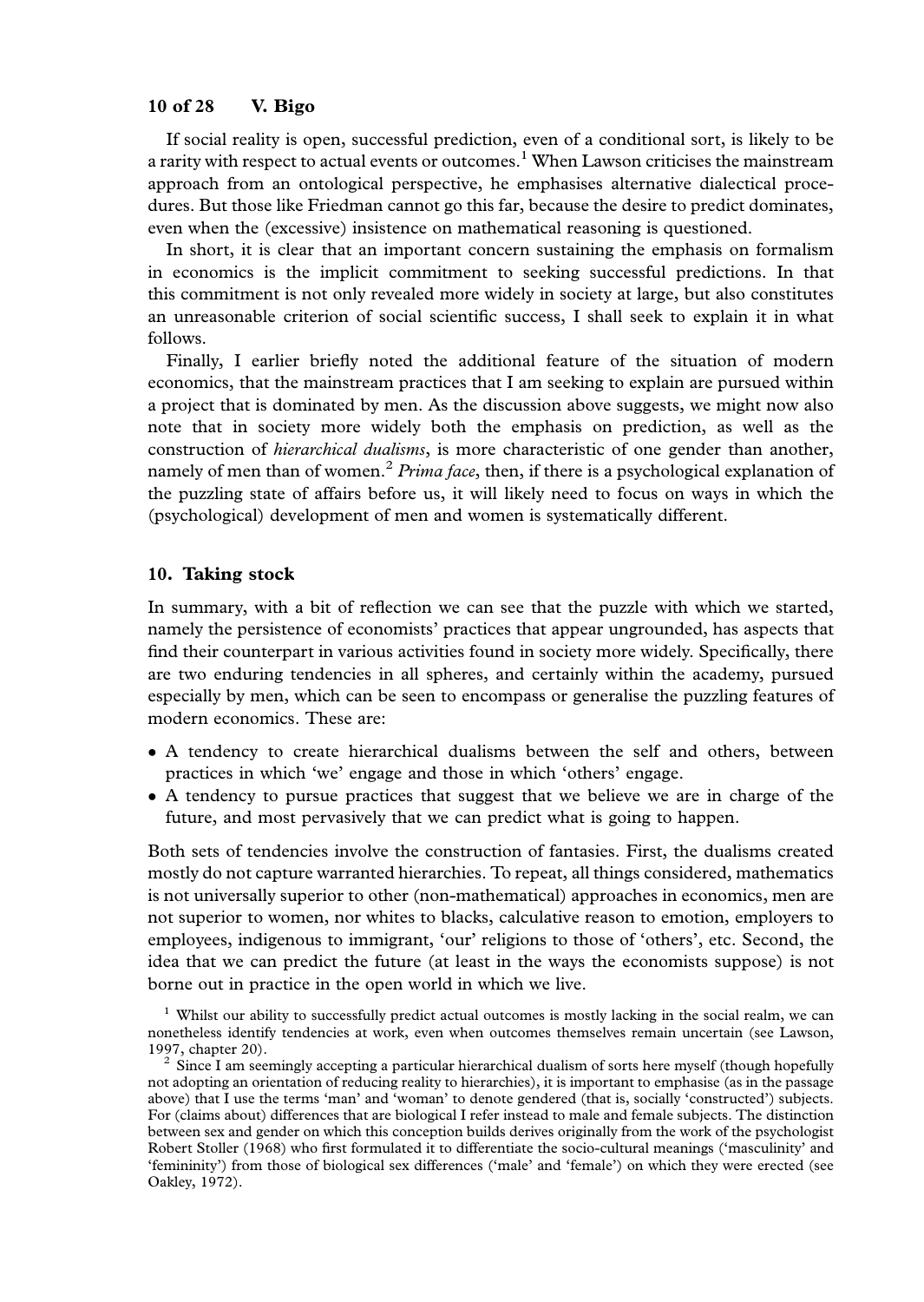If social reality is open, successful prediction, even of a conditional sort, is likely to be a rarity with respect to actual events or outcomes.[1] When Lawson criticises the mainstream approach from an ontological perspective, he emphasises alternative dialectical procedures. But those like Friedman cannot go this far, because the desire to predict dominates, even when the (excessive) insistence on mathematical reasoning is questioned.

In short, it is clear that an important concern sustaining the emphasis on formalism in economics is the implicit commitment to seeking successful predictions. In that this commitment is not only revealed more widely in society at large, but also constitutes an unreasonable criterion of social scientific success, I shall seek to explain it in what follows.

Finally, I earlier briefly noted the additional feature of the situation of modern economics, that the mainstream practices that I am seeking to explain are pursued within a project that is dominated by men. As the discussion above suggests, we might now also note that in society more widely both the emphasis on prediction, as well as the construction of *hierarchical dualisms*, is more characteristic of one gender than another, namely of men than of women.[2] *Prima face*, then, if there is a psychological explanation of the puzzling state of affairs before us, it will likely need to focus on ways in which the (psychological) development of men and women is systematically different.

## 10. Taking stock

In summary, with a bit of reflection we can see that the puzzle with which we started, namely the persistence of economists' practices that appear ungrounded, has aspects that find their counterpart in various activities found in society more widely. Specifically, there are two enduring tendencies in all spheres, and certainly within the academy, pursued especially by men, which can be seen to encompass or generalise the puzzling features of modern economics. These are:

- A tendency to create hierarchical dualisms between the self and others, between practices in which 'we' engage and those in which 'others' engage.
- A tendency to pursue practices that suggest that we believe we are in charge of the future, and most pervasively that we can predict what is going to happen.

Both sets of tendencies involve the construction of fantasies. First, the dualisms created mostly do not capture warranted hierarchies. To repeat, all things considered, mathematics is not universally superior to other (non-mathematical) approaches in economics, men are not superior to women, nor whites to blacks, calculative reason to emotion, employers to employees, indigenous to immigrant, 'our' religions to those of 'others', etc. Second, the idea that we can predict the future (at least in the ways the economists suppose) is not borne out in practice in the open world in which we live.

[1] Whilst our ability to successfully predict actual outcomes is mostly lacking in the social realm, we can nonetheless identify tendencies at work, even when outcomes themselves remain uncertain (see Lawson, 1997, chapter 20).

[2] Since I am seemingly accepting a particular hierarchical dualism of sorts here myself (though hopefully not adopting an orientation of reducing reality to hierarchies), it is important to emphasise (as in the passage above) that I use the terms 'man' and 'woman' to denote gendered (that is, socially 'constructed') subjects. For (claims about) differences that are biological I refer instead to male and female subjects. The distinction between sex and gender on which this conception builds derives originally from the work of the psychologist Robert Stoller (1968) who first formulated it to differentiate the socio-cultural meanings ('masculinity' and 'femininity') from those of biological sex differences ('male' and 'female') on which they were erected (see Oakley, 1972).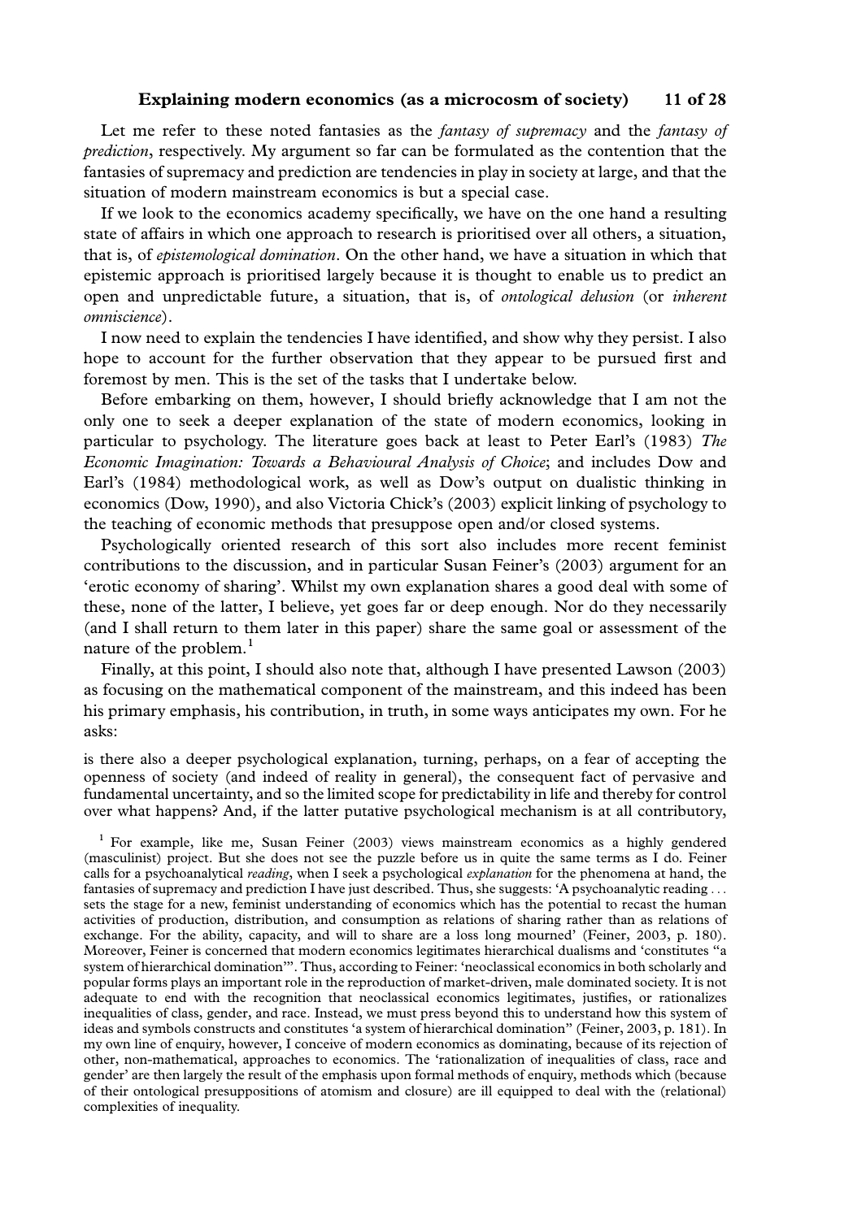Let me refer to these noted fantasies as the *fantasy of supremacy* and the *fantasy of prediction*, respectively. My argument so far can be formulated as the contention that the fantasies of supremacy and prediction are tendencies in play in society at large, and that the situation of modern mainstream economics is but a special case.

If we look to the economics academy specifically, we have on the one hand a resulting state of affairs in which one approach to research is prioritised over all others, a situation, that is, of *epistemological domination*. On the other hand, we have a situation in which that epistemic approach is prioritised largely because it is thought to enable us to predict an open and unpredictable future, a situation, that is, of *ontological delusion* (or *inherent omniscience*).

I now need to explain the tendencies I have identified, and show why they persist. I also hope to account for the further observation that they appear to be pursued first and foremost by men. This is the set of the tasks that I undertake below.

Before embarking on them, however, I should briefly acknowledge that I am not the only one to seek a deeper explanation of the state of modern economics, looking in particular to psychology. The literature goes back at least to Peter Earl's (1983) *The Economic Imagination: Towards a Behavioural Analysis of Choice*; and includes Dow and Earl's (1984) methodological work, as well as Dow's output on dualistic thinking in economics (Dow, 1990), and also Victoria Chick's (2003) explicit linking of psychology to the teaching of economic methods that presuppose open and/or closed systems.

Psychologically oriented research of this sort also includes more recent feminist contributions to the discussion, and in particular Susan Feiner's (2003) argument for an 'erotic economy of sharing'. Whilst my own explanation shares a good deal with some of these, none of the latter, I believe, yet goes far or deep enough. Nor do they necessarily (and I shall return to them later in this paper) share the same goal or assessment of the nature of the problem.[1]

Finally, at this point, I should also note that, although I have presented Lawson (2003) as focusing on the mathematical component of the mainstream, and this indeed has been his primary emphasis, his contribution, in truth, in some ways anticipates my own. For he asks:

> is there also a deeper psychological explanation, turning, perhaps, on a fear of accepting the openness of society (and indeed of reality in general), the consequent fact of pervasive and fundamental uncertainty, and so the limited scope for predictability in life and thereby for control over what happens? And, if the latter putative psychological mechanism is at all contributory,

[1] For example, like me, Susan Feiner (2003) views mainstream economics as a highly gendered (masculinist) project. But she does not see the puzzle before us in quite the same terms as I do. Feiner calls for a psychoanalytical *reading*, when I seek a psychological *explanation* for the phenomena at hand, the fantasies of supremacy and prediction I have just described. Thus, she suggests: 'A psychoanalytic reading . . . sets the stage for a new, feminist understanding of economics which has the potential to recast the human activities of production, distribution, and consumption as relations of sharing rather than as relations of exchange. For the ability, capacity, and will to share are a loss long mourned' (Feiner, 2003, p. 180). Moreover, Feiner is concerned that modern economics legitimates hierarchical dualisms and 'constitutes "a system of hierarchical domination"'. Thus, according to Feiner: 'neoclassical economics in both scholarly and popular forms plays an important role in the reproduction of market-driven, male dominated society. It is not adequate to end with the recognition that neoclassical economics legitimates, justifies, or rationalizes inequalities of class, gender, and race. Instead, we must press beyond this to understand how this system of ideas and symbols constructs and constitutes 'a system of hierarchical domination" (Feiner, 2003, p. 181). In my own line of enquiry, however, I conceive of modern economics as dominating, because of its rejection of other, non-mathematical, approaches to economics. The 'rationalization of inequalities of class, race and gender' are then largely the result of the emphasis upon formal methods of enquiry, methods which (because of their ontological presuppositions of atomism and closure) are ill equipped to deal with the (relational) complexities of inequality.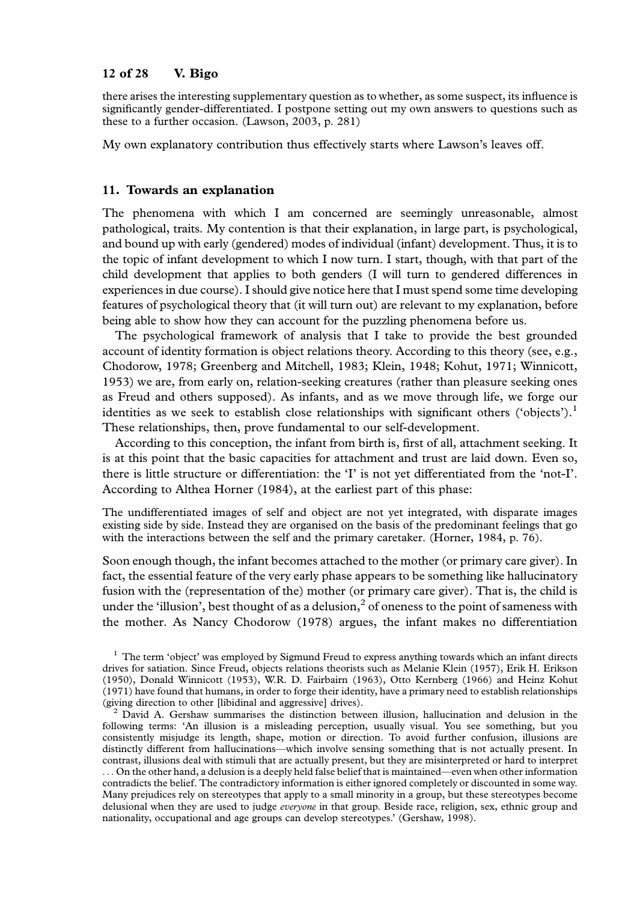there arises the interesting supplementary question as to whether, as some suspect, its influence is significantly gender-differentiated. I postpone setting out my own answers to questions such as these to a further occasion. (Lawson, 2003, p. 281)

My own explanatory contribution thus effectively starts where Lawson's leaves off.

## 11. Towards an explanation

The phenomena with which I am concerned are seemingly unreasonable, almost pathological, traits. My contention is that their explanation, in large part, is psychological, and bound up with early (gendered) modes of individual (infant) development. Thus, it is to the topic of infant development to which I now turn. I start, though, with that part of the child development that applies to both genders (I will turn to gendered differences in experiences in due course). I should give notice here that I must spend some time developing features of psychological theory that (it will turn out) are relevant to my explanation, before being able to show how they can account for the puzzling phenomena before us.

The psychological framework of analysis that I take to provide the best grounded account of identity formation is object relations theory. According to this theory (see, e.g., Chodorow, 1978; Greenberg and Mitchell, 1983; Klein, 1948; Kohut, 1971; Winnicott, 1953) we are, from early on, relation-seeking creatures (rather than pleasure seeking ones as Freud and others supposed). As infants, and as we move through life, we forge our identities as we seek to establish close relationships with significant others ('objects').[1] These relationships, then, prove fundamental to our self-development.

According to this conception, the infant from birth is, first of all, attachment seeking. It is at this point that the basic capacities for attachment and trust are laid down. Even so, there is little structure or differentiation: the 'I' is not yet differentiated from the 'not-I'. According to Althea Horner (1984), at the earliest part of this phase:

> The undifferentiated images of self and object are not yet integrated, with disparate images existing side by side. Instead they are organised on the basis of the predominant feelings that go with the interactions between the self and the primary caretaker. (Horner, 1984, p. 76).

Soon enough though, the infant becomes attached to the mother (or primary care giver). In fact, the essential feature of the very early phase appears to be something like hallucinatory fusion with the (representation of the) mother (or primary care giver). That is, the child is under the 'illusion', best thought of as a delusion,[2] of oneness to the point of sameness with the mother. As Nancy Chodorow (1978) argues, the infant makes no differentiation

[1] The term 'object' was employed by Sigmund Freud to express anything towards which an infant directs drives for satiation. Since Freud, objects relations theorists such as Melanie Klein (1957), Erik H. Erikson (1950), Donald Winnicott (1953), W.R. D. Fairbairn (1963), Otto Kernberg (1966) and Heinz Kohut (1971) have found that humans, in order to forge their identity, have a primary need to establish relationships (giving direction to other [libidinal and aggressive] drives).

[2] David A. Gershaw summarises the distinction between illusion, hallucination and delusion in the following terms: 'An illusion is a misleading perception, usually visual. You see something, but you consistently misjudge its length, shape, motion or direction. To avoid further confusion, illusions are distinctly different from hallucinations—which involve sensing something that is not actually present. In contrast, illusions deal with stimuli that are actually present, but they are misinterpreted or hard to interpret ... On the other hand, a delusion is a deeply held false belief that is maintained—even when other information contradicts the belief. The contradictory information is either ignored completely or discounted in some way. Many prejudices rely on stereotypes that apply to a small minority in a group, but these stereotypes become delusional when they are used to judge *everyone* in that group. Beside race, religion, sex, ethnic group and nationality, occupational and age groups can develop stereotypes.' (Gershaw, 1998).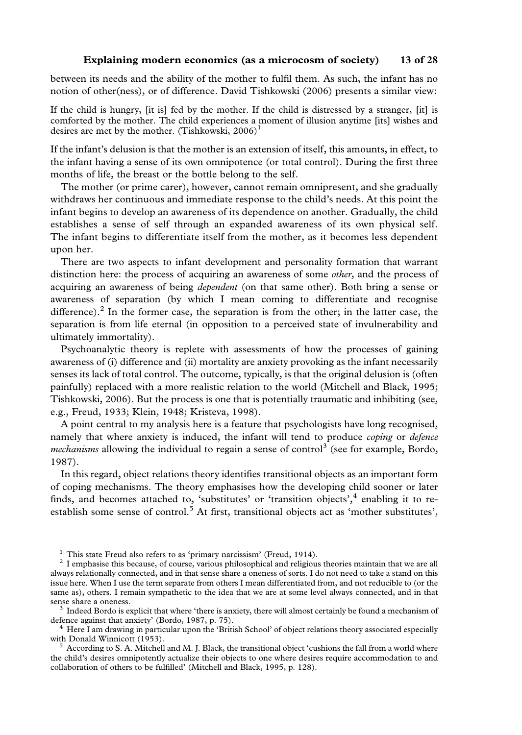between its needs and the ability of the mother to fulfil them. As such, the infant has no notion of other(ness), or of difference. David Tishkowski (2006) presents a similar view:

> If the child is hungry, [it is] fed by the mother. If the child is distressed by a stranger, [it] is comforted by the mother. The child experiences a moment of illusion anytime [its] wishes and desires are met by the mother. (Tishkowski, 2006)[1]

If the infant's delusion is that the mother is an extension of itself, this amounts, in effect, to the infant having a sense of its own omnipotence (or total control). During the first three months of life, the breast or the bottle belong to the self.

The mother (or prime carer), however, cannot remain omnipresent, and she gradually withdraws her continuous and immediate response to the child's needs. At this point the infant begins to develop an awareness of its dependence on another. Gradually, the child establishes a sense of self through an expanded awareness of its own physical self. The infant begins to differentiate itself from the mother, as it becomes less dependent upon her.

There are two aspects to infant development and personality formation that warrant distinction here: the process of acquiring an awareness of some *other*, and the process of acquiring an awareness of being *dependent* (on that same other). Both bring a sense or awareness of separation (by which I mean coming to differentiate and recognise difference).[2] In the former case, the separation is from the other; in the latter case, the separation is from life eternal (in opposition to a perceived state of invulnerability and ultimately immortality).

Psychoanalytic theory is replete with assessments of how the processes of gaining awareness of (i) difference and (ii) mortality are anxiety provoking as the infant necessarily senses its lack of total control. The outcome, typically, is that the original delusion is (often painfully) replaced with a more realistic relation to the world (Mitchell and Black, 1995; Tishkowski, 2006). But the process is one that is potentially traumatic and inhibiting (see, e.g., Freud, 1933; Klein, 1948; Kristeva, 1998).

A point central to my analysis here is a feature that psychologists have long recognised, namely that where anxiety is induced, the infant will tend to produce *coping* or *defence mechanisms* allowing the individual to regain a sense of control[3] (see for example, Bordo, 1987).

In this regard, object relations theory identifies transitional objects as an important form of coping mechanisms. The theory emphasises how the developing child sooner or later finds, and becomes attached to, 'substitutes' or 'transition objects',[4] enabling it to re-establish some sense of control.[5] At first, transitional objects act as 'mother substitutes',

[1] This state Freud also refers to as 'primary narcissism' (Freud, 1914).

[2] I emphasise this because, of course, various philosophical and religious theories maintain that we are all always relationally connected, and in that sense share a oneness of sorts. I do not need to take a stand on this issue here. When I use the term separate from others I mean differentiated from, and not reducible to (or the same as), others. I remain sympathetic to the idea that we are at some level always connected, and in that sense share a oneness.

[3] Indeed Bordo is explicit that where 'there is anxiety, there will almost certainly be found a mechanism of defence against that anxiety' (Bordo, 1987, p. 75).

[4] Here I am drawing in particular upon the 'British School' of object relations theory associated especially with Donald Winnicott (1953).

[5] According to S. A. Mitchell and M. J. Black, the transitional object 'cushions the fall from a world where the child's desires omnipotently actualize their objects to one where desires require accommodation to and collaboration of others to be fulfilled' (Mitchell and Black, 1995, p. 128).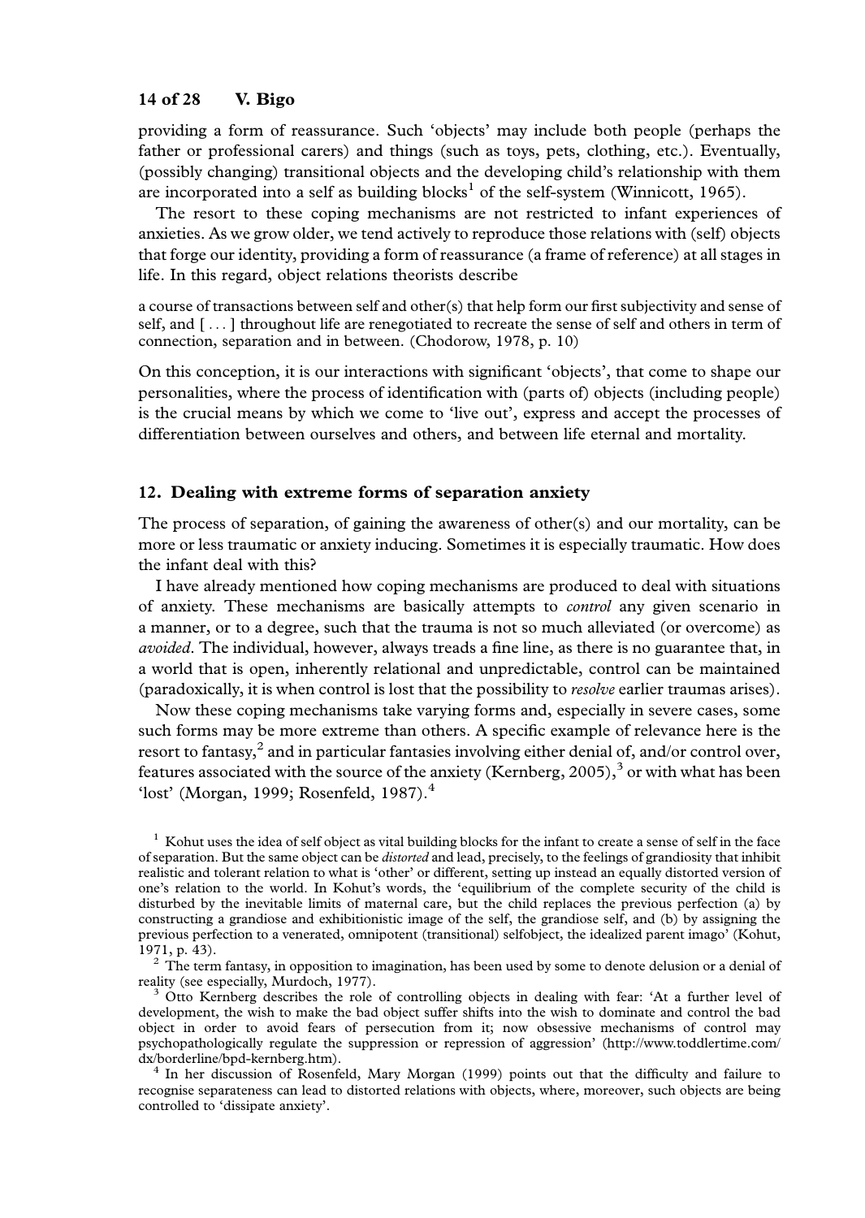providing a form of reassurance. Such 'objects' may include both people (perhaps the father or professional carers) and things (such as toys, pets, clothing, etc.). Eventually, (possibly changing) transitional objects and the developing child's relationship with them are incorporated into a self as building blocks[1] of the self-system (Winnicott, 1965).

The resort to these coping mechanisms are not restricted to infant experiences of anxieties. As we grow older, we tend actively to reproduce those relations with (self) objects that forge our identity, providing a form of reassurance (a frame of reference) at all stages in life. In this regard, object relations theorists describe

> a course of transactions between self and other(s) that help form our first subjectivity and sense of self, and [ . . . ] throughout life are renegotiated to recreate the sense of self and others in term of connection, separation and in between. (Chodorow, 1978, p. 10)

On this conception, it is our interactions with significant 'objects', that come to shape our personalities, where the process of identification with (parts of) objects (including people) is the crucial means by which we come to 'live out', express and accept the processes of differentiation between ourselves and others, and between life eternal and mortality.

## 12. Dealing with extreme forms of separation anxiety

The process of separation, of gaining the awareness of other(s) and our mortality, can be more or less traumatic or anxiety inducing. Sometimes it is especially traumatic. How does the infant deal with this?

I have already mentioned how coping mechanisms are produced to deal with situations of anxiety. These mechanisms are basically attempts to *control* any given scenario in a manner, or to a degree, such that the trauma is not so much alleviated (or overcome) as *avoided*. The individual, however, always treads a fine line, as there is no guarantee that, in a world that is open, inherently relational and unpredictable, control can be maintained (paradoxically, it is when control is lost that the possibility to *resolve* earlier traumas arises).

Now these coping mechanisms take varying forms and, especially in severe cases, some such forms may be more extreme than others. A specific example of relevance here is the resort to fantasy,[2] and in particular fantasies involving either denial of, and/or control over, features associated with the source of the anxiety (Kernberg, 2005),[3] or with what has been 'lost' (Morgan, 1999; Rosenfeld, 1987).[4]

---

[1] Kohut uses the idea of self object as vital building blocks for the infant to create a sense of self in the face of separation. But the same object can be *distorted* and lead, precisely, to the feelings of grandiosity that inhibit realistic and tolerant relation to what is 'other' or different, setting up instead an equally distorted version of one's relation to the world. In Kohut's words, the 'equilibrium of the complete security of the child is disturbed by the inevitable limits of maternal care, but the child replaces the previous perfection (a) by constructing a grandiose and exhibitionistic image of the self, the grandiose self, and (b) by assigning the previous perfection to a venerated, omnipotent (transitional) selfobject, the idealized parent imago' (Kohut, 1971, p. 43).

[2] The term fantasy, in opposition to imagination, has been used by some to denote delusion or a denial of reality (see especially, Murdoch, 1977).

[3] Otto Kernberg describes the role of controlling objects in dealing with fear: 'At a further level of development, the wish to make the bad object suffer shifts into the wish to dominate and control the bad object in order to avoid fears of persecution from it; now obsessive mechanisms of control may psychopathologically regulate the suppression or repression of aggression' (http://www.toddlertime.com/dx/borderline/bpd-kernberg.htm).

[4] In her discussion of Rosenfeld, Mary Morgan (1999) points out that the difficulty and failure to recognise separateness can lead to distorted relations with objects, where, moreover, such objects are being controlled to 'dissipate anxiety'.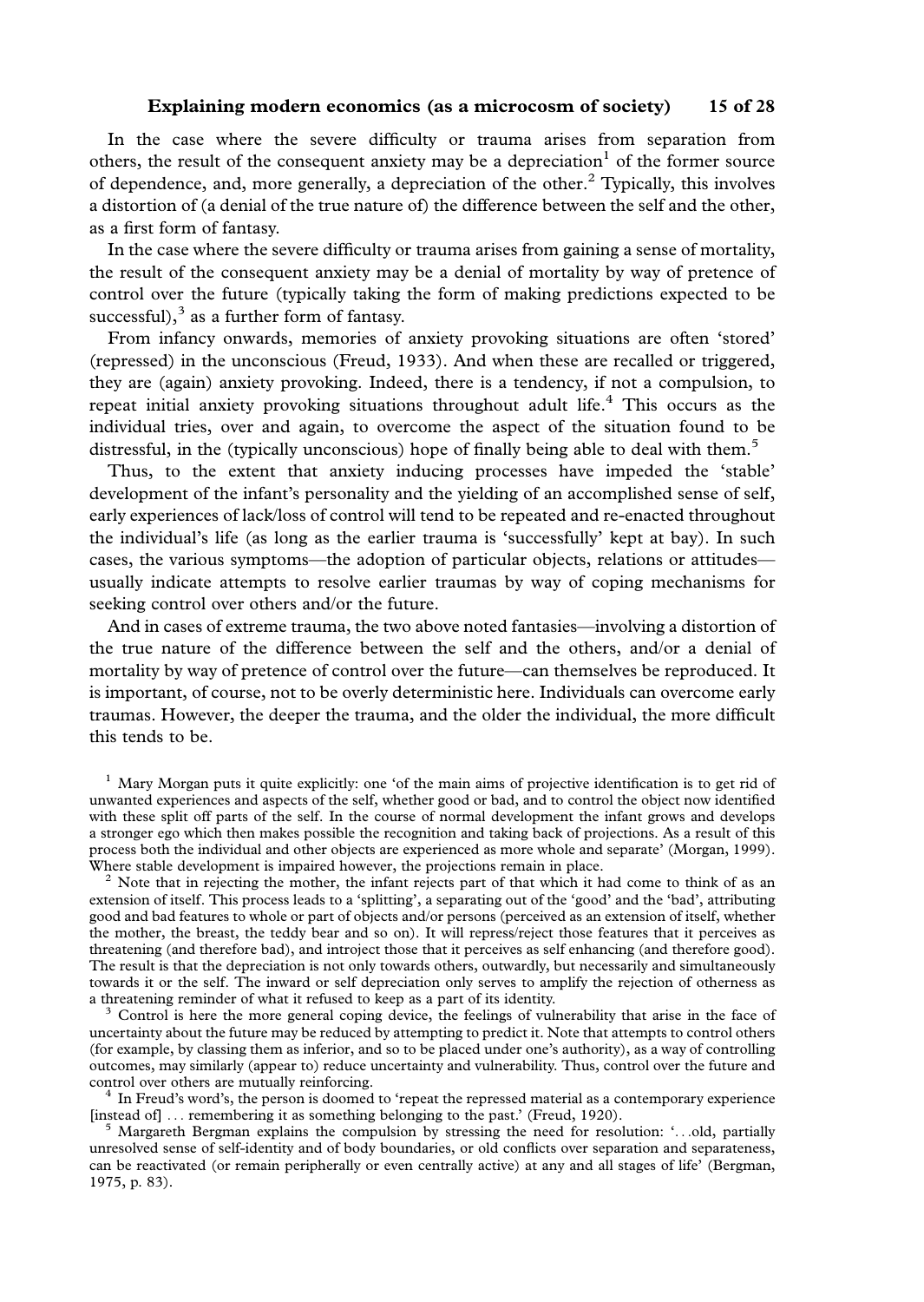In the case where the severe difficulty or trauma arises from separation from others, the result of the consequent anxiety may be a depreciation[1] of the former source of dependence, and, more generally, a depreciation of the other.[2] Typically, this involves a distortion of (a denial of the true nature of) the difference between the self and the other, as a first form of fantasy.

In the case where the severe difficulty or trauma arises from gaining a sense of mortality, the result of the consequent anxiety may be a denial of mortality by way of pretence of control over the future (typically taking the form of making predictions expected to be successful),[3] as a further form of fantasy.

From infancy onwards, memories of anxiety provoking situations are often 'stored' (repressed) in the unconscious (Freud, 1933). And when these are recalled or triggered, they are (again) anxiety provoking. Indeed, there is a tendency, if not a compulsion, to repeat initial anxiety provoking situations throughout adult life.[4] This occurs as the individual tries, over and again, to overcome the aspect of the situation found to be distressful, in the (typically unconscious) hope of finally being able to deal with them.[5]

Thus, to the extent that anxiety inducing processes have impeded the 'stable' development of the infant's personality and the yielding of an accomplished sense of self, early experiences of lack/loss of control will tend to be repeated and re-enacted throughout the individual's life (as long as the earlier trauma is 'successfully' kept at bay). In such cases, the various symptoms—the adoption of particular objects, relations or attitudes—usually indicate attempts to resolve earlier traumas by way of coping mechanisms for seeking control over others and/or the future.

And in cases of extreme trauma, the two above noted fantasies—involving a distortion of the true nature of the difference between the self and the others, and/or a denial of mortality by way of pretence of control over the future—can themselves be reproduced. It is important, of course, not to be overly deterministic here. Individuals can overcome early traumas. However, the deeper the trauma, and the older the individual, the more difficult this tends to be.

[1] Mary Morgan puts it quite explicitly: one 'of the main aims of projective identification is to get rid of unwanted experiences and aspects of the self, whether good or bad, and to control the object now identified with these split off parts of the self. In the course of normal development the infant grows and develops a stronger ego which then makes possible the recognition and taking back of projections. As a result of this process both the individual and other objects are experienced as more whole and separate' (Morgan, 1999). Where stable development is impaired however, the projections remain in place.

[2] Note that in rejecting the mother, the infant rejects part of that which it had come to think of as an extension of itself. This process leads to a 'splitting', a separating out of the 'good' and the 'bad', attributing good and bad features to whole or part of objects and/or persons (perceived as an extension of itself, whether the mother, the breast, the teddy bear and so on). It will repress/reject those features that it perceives as threatening (and therefore bad), and introject those that it perceives as self enhancing (and therefore good). The result is that the depreciation is not only towards others, outwardly, but necessarily and simultaneously towards it or the self. The inward or self depreciation only serves to amplify the rejection of otherness as a threatening reminder of what it refused to keep as a part of its identity.

[3] Control is here the more general coping device, the feelings of vulnerability that arise in the face of uncertainty about the future may be reduced by attempting to predict it. Note that attempts to control others (for example, by classing them as inferior, and so to be placed under one's authority), as a way of controlling outcomes, may similarly (appear to) reduce uncertainty and vulnerability. Thus, control over the future and control over others are mutually reinforcing.

[4] In Freud's word's, the person is doomed to 'repeat the repressed material as a contemporary experience [instead of] ... remembering it as something belonging to the past.' (Freud, 1920).

[5] Margareth Bergman explains the compulsion by stressing the need for resolution: '...old, partially unresolved sense of self-identity and of body boundaries, or old conflicts over separation and separateness, can be reactivated (or remain peripherally or even centrally active) at any and all stages of life' (Bergman, 1975, p. 83).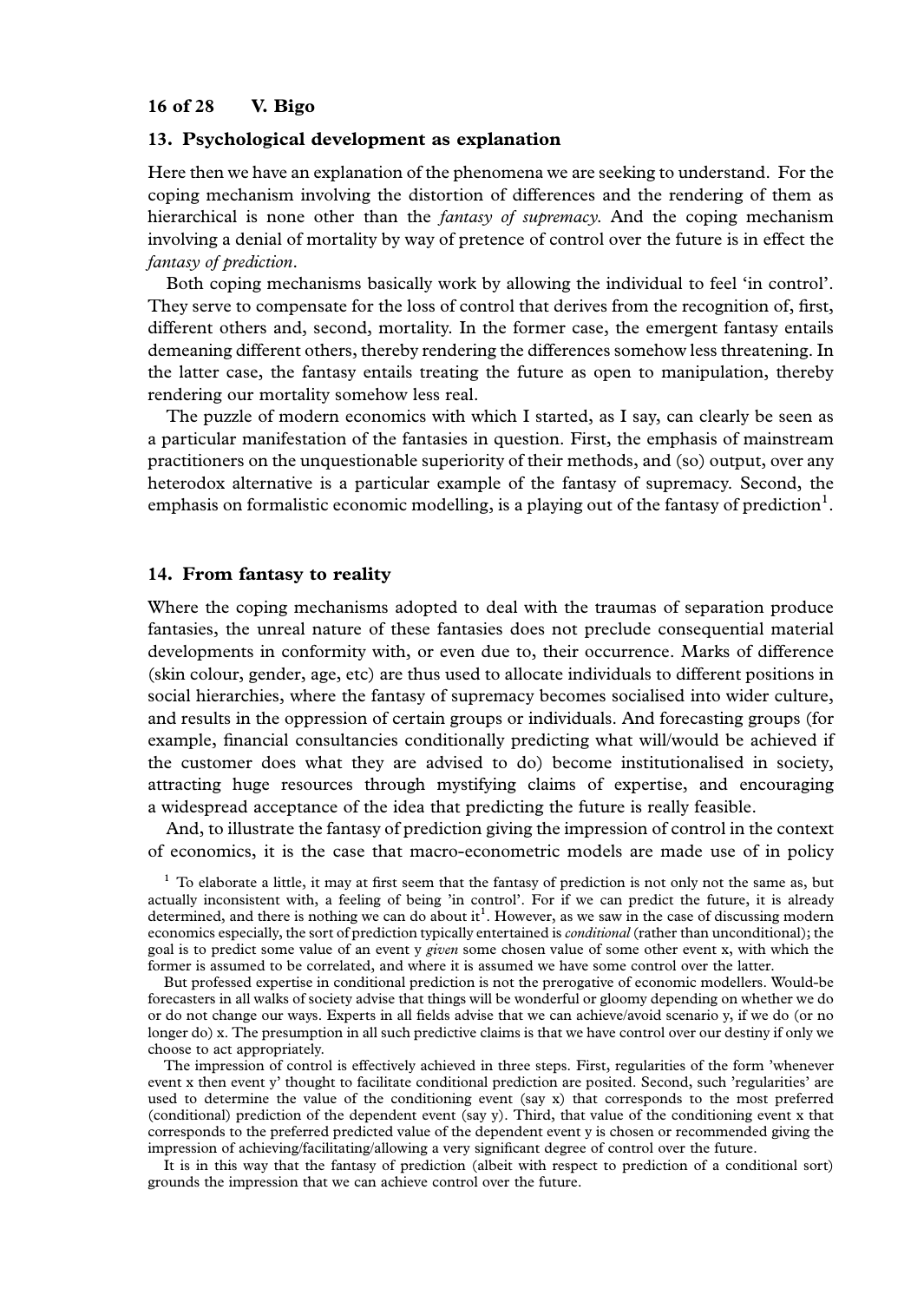## 13. Psychological development as explanation

Here then we have an explanation of the phenomena we are seeking to understand. For the coping mechanism involving the distortion of differences and the rendering of them as hierarchical is none other than the *fantasy of supremacy*. And the coping mechanism involving a denial of mortality by way of pretence of control over the future is in effect the *fantasy of prediction*.

Both coping mechanisms basically work by allowing the individual to feel 'in control'. They serve to compensate for the loss of control that derives from the recognition of, first, different others and, second, mortality. In the former case, the emergent fantasy entails demeaning different others, thereby rendering the differences somehow less threatening. In the latter case, the fantasy entails treating the future as open to manipulation, thereby rendering our mortality somehow less real.

The puzzle of modern economics with which I started, as I say, can clearly be seen as a particular manifestation of the fantasies in question. First, the emphasis of mainstream practitioners on the unquestionable superiority of their methods, and (so) output, over any heterodox alternative is a particular example of the fantasy of supremacy. Second, the emphasis on formalistic economic modelling, is a playing out of the fantasy of prediction[1].

## 14. From fantasy to reality

Where the coping mechanisms adopted to deal with the traumas of separation produce fantasies, the unreal nature of these fantasies does not preclude consequential material developments in conformity with, or even due to, their occurrence. Marks of difference (skin colour, gender, age, etc) are thus used to allocate individuals to different positions in social hierarchies, where the fantasy of supremacy becomes socialised into wider culture, and results in the oppression of certain groups or individuals. And forecasting groups (for example, financial consultancies conditionally predicting what will/would be achieved if the customer does what they are advised to do) become institutionalised in society, attracting huge resources through mystifying claims of expertise, and encouraging a widespread acceptance of the idea that predicting the future is really feasible.

And, to illustrate the fantasy of prediction giving the impression of control in the context of economics, it is the case that macro-econometric models are made use of in policy

[1] To elaborate a little, it may at first seem that the fantasy of prediction is not only not the same as, but actually inconsistent with, a feeling of being 'in control'. For if we can predict the future, it is already determined, and there is nothing we can do about it[1]. However, as we saw in the case of discussing modern economics especially, the sort of prediction typically entertained is *conditional* (rather than unconditional); the goal is to predict some value of an event y *given* some chosen value of some other event x, with which the former is assumed to be correlated, and where it is assumed we have some control over the latter.

But professed expertise in conditional prediction is not the prerogative of economic modellers. Would-be forecasters in all walks of society advise that things will be wonderful or gloomy depending on whether we do or do not change our ways. Experts in all fields advise that we can achieve/avoid scenario y, if we do (or no longer do) x. The presumption in all such predictive claims is that we have control over our destiny if only we choose to act appropriately.

The impression of control is effectively achieved in three steps. First, regularities of the form 'whenever event x then event y' thought to facilitate conditional prediction are posited. Second, such 'regularities' are used to determine the value of the conditioning event (say x) that corresponds to the most preferred (conditional) prediction of the dependent event (say y). Third, that value of the conditioning event x that corresponds to the preferred predicted value of the dependent event y is chosen or recommended giving the impression of achieving/facilitating/allowing a very significant degree of control over the future.

It is in this way that the fantasy of prediction (albeit with respect to prediction of a conditional sort) grounds the impression that we can achieve control over the future.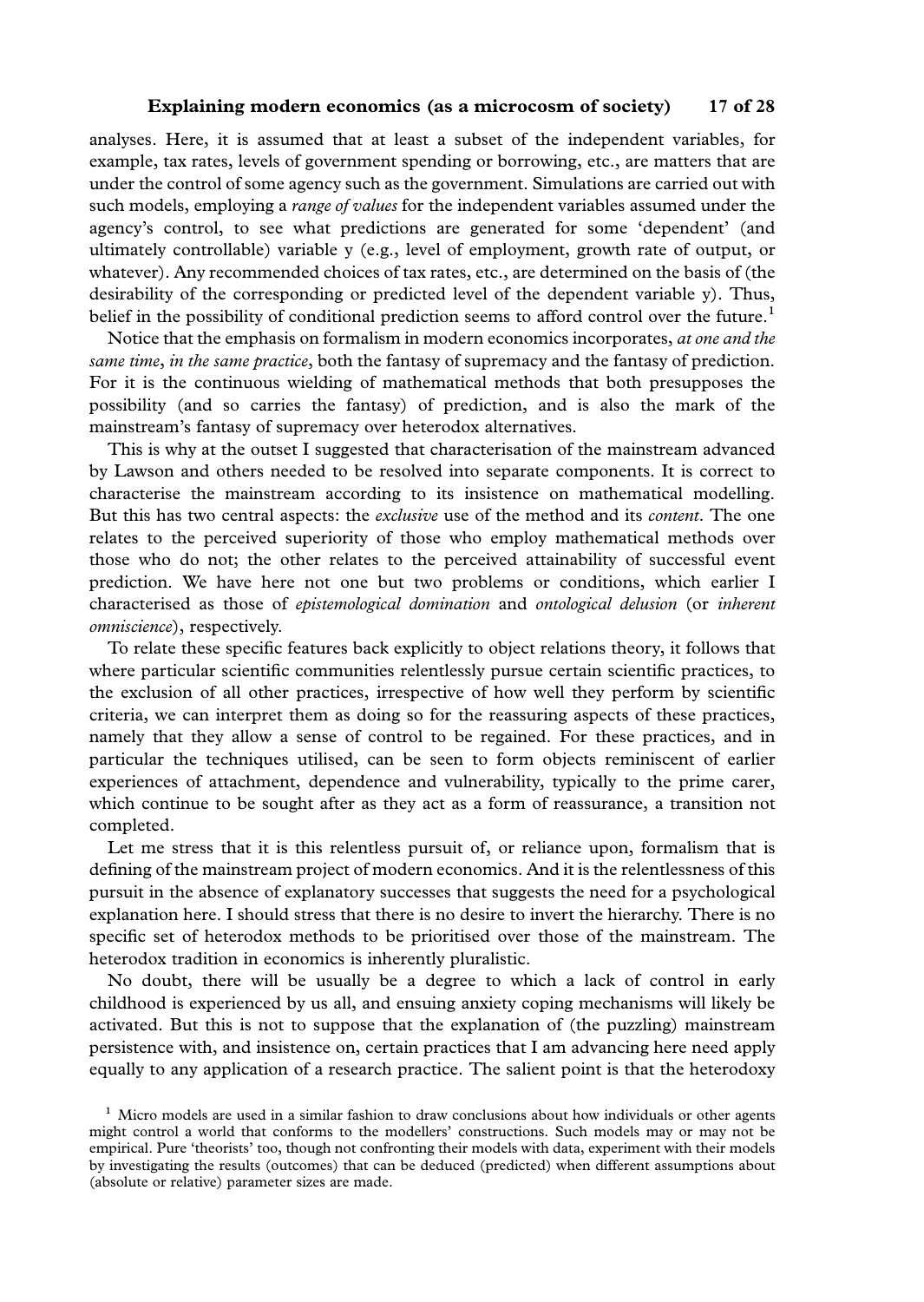analyses. Here, it is assumed that at least a subset of the independent variables, for example, tax rates, levels of government spending or borrowing, etc., are matters that are under the control of some agency such as the government. Simulations are carried out with such models, employing a *range of values* for the independent variables assumed under the agency's control, to see what predictions are generated for some 'dependent' (and ultimately controllable) variable y (e.g., level of employment, growth rate of output, or whatever). Any recommended choices of tax rates, etc., are determined on the basis of (the desirability of the corresponding or predicted level of the dependent variable y). Thus, belief in the possibility of conditional prediction seems to afford control over the future.[1]

Notice that the emphasis on formalism in modern economics incorporates, *at one and the same time*, *in the same practice*, both the fantasy of supremacy and the fantasy of prediction. For it is the continuous wielding of mathematical methods that both presupposes the possibility (and so carries the fantasy) of prediction, and is also the mark of the mainstream's fantasy of supremacy over heterodox alternatives.

This is why at the outset I suggested that characterisation of the mainstream advanced by Lawson and others needed to be resolved into separate components. It is correct to characterise the mainstream according to its insistence on mathematical modelling. But this has two central aspects: the *exclusive* use of the method and its *content*. The one relates to the perceived superiority of those who employ mathematical methods over those who do not; the other relates to the perceived attainability of successful event prediction. We have here not one but two problems or conditions, which earlier I characterised as those of *epistemological domination* and *ontological delusion* (or *inherent omniscience*), respectively.

To relate these specific features back explicitly to object relations theory, it follows that where particular scientific communities relentlessly pursue certain scientific practices, to the exclusion of all other practices, irrespective of how well they perform by scientific criteria, we can interpret them as doing so for the reassuring aspects of these practices, namely that they allow a sense of control to be regained. For these practices, and in particular the techniques utilised, can be seen to form objects reminiscent of earlier experiences of attachment, dependence and vulnerability, typically to the prime carer, which continue to be sought after as they act as a form of reassurance, a transition not completed.

Let me stress that it is this relentless pursuit of, or reliance upon, formalism that is defining of the mainstream project of modern economics. And it is the relentlessness of this pursuit in the absence of explanatory successes that suggests the need for a psychological explanation here. I should stress that there is no desire to invert the hierarchy. There is no specific set of heterodox methods to be prioritised over those of the mainstream. The heterodox tradition in economics is inherently pluralistic.

No doubt, there will be usually be a degree to which a lack of control in early childhood is experienced by us all, and ensuing anxiety coping mechanisms will likely be activated. But this is not to suppose that the explanation of (the puzzling) mainstream persistence with, and insistence on, certain practices that I am advancing here need apply equally to any application of a research practice. The salient point is that the heterodoxy

[1] Micro models are used in a similar fashion to draw conclusions about how individuals or other agents might control a world that conforms to the modellers' constructions. Such models may or may not be empirical. Pure 'theorists' too, though not confronting their models with data, experiment with their models by investigating the results (outcomes) that can be deduced (predicted) when different assumptions about (absolute or relative) parameter sizes are made.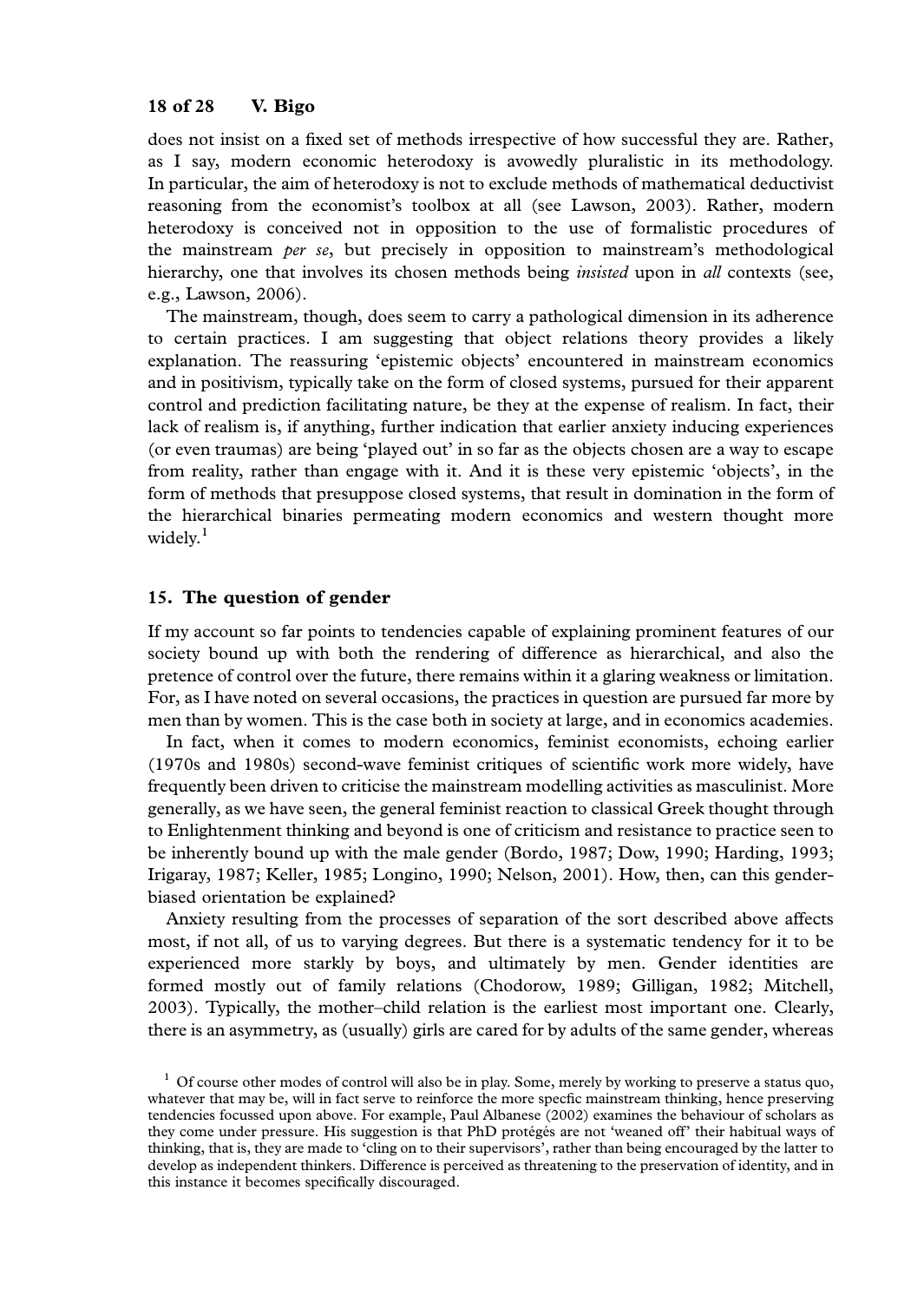does not insist on a fixed set of methods irrespective of how successful they are. Rather, as I say, modern economic heterodoxy is avowedly pluralistic in its methodology. In particular, the aim of heterodoxy is not to exclude methods of mathematical deductivist reasoning from the economist's toolbox at all (see Lawson, 2003). Rather, modern heterodoxy is conceived not in opposition to the use of formalistic procedures of the mainstream *per se*, but precisely in opposition to mainstream's methodological hierarchy, one that involves its chosen methods being *insisted* upon in *all* contexts (see, e.g., Lawson, 2006).

The mainstream, though, does seem to carry a pathological dimension in its adherence to certain practices. I am suggesting that object relations theory provides a likely explanation. The reassuring 'epistemic objects' encountered in mainstream economics and in positivism, typically take on the form of closed systems, pursued for their apparent control and prediction facilitating nature, be they at the expense of realism. In fact, their lack of realism is, if anything, further indication that earlier anxiety inducing experiences (or even traumas) are being 'played out' in so far as the objects chosen are a way to escape from reality, rather than engage with it. And it is these very epistemic 'objects', in the form of methods that presuppose closed systems, that result in domination in the form of the hierarchical binaries permeating modern economics and western thought more widely.[1]

## 15. The question of gender

If my account so far points to tendencies capable of explaining prominent features of our society bound up with both the rendering of difference as hierarchical, and also the pretence of control over the future, there remains within it a glaring weakness or limitation. For, as I have noted on several occasions, the practices in question are pursued far more by men than by women. This is the case both in society at large, and in economics academies.

In fact, when it comes to modern economics, feminist economists, echoing earlier (1970s and 1980s) second-wave feminist critiques of scientific work more widely, have frequently been driven to criticise the mainstream modelling activities as masculinist. More generally, as we have seen, the general feminist reaction to classical Greek thought through to Enlightenment thinking and beyond is one of criticism and resistance to practice seen to be inherently bound up with the male gender (Bordo, 1987; Dow, 1990; Harding, 1993; Irigaray, 1987; Keller, 1985; Longino, 1990; Nelson, 2001). How, then, can this gender-biased orientation be explained?

Anxiety resulting from the processes of separation of the sort described above affects most, if not all, of us to varying degrees. But there is a systematic tendency for it to be experienced more starkly by boys, and ultimately by men. Gender identities are formed mostly out of family relations (Chodorow, 1989; Gilligan, 1982; Mitchell, 2003). Typically, the mother–child relation is the earliest most important one. Clearly, there is an asymmetry, as (usually) girls are cared for by adults of the same gender, whereas

[1] Of course other modes of control will also be in play. Some, merely by working to preserve a status quo, whatever that may be, will in fact serve to reinforce the more specfic mainstream thinking, hence preserving tendencies focussed upon above. For example, Paul Albanese (2002) examines the behaviour of scholars as they come under pressure. His suggestion is that PhD protégés are not 'weaned off' their habitual ways of thinking, that is, they are made to 'cling on to their supervisors', rather than being encouraged by the latter to develop as independent thinkers. Difference is perceived as threatening to the preservation of identity, and in this instance it becomes specifically discouraged.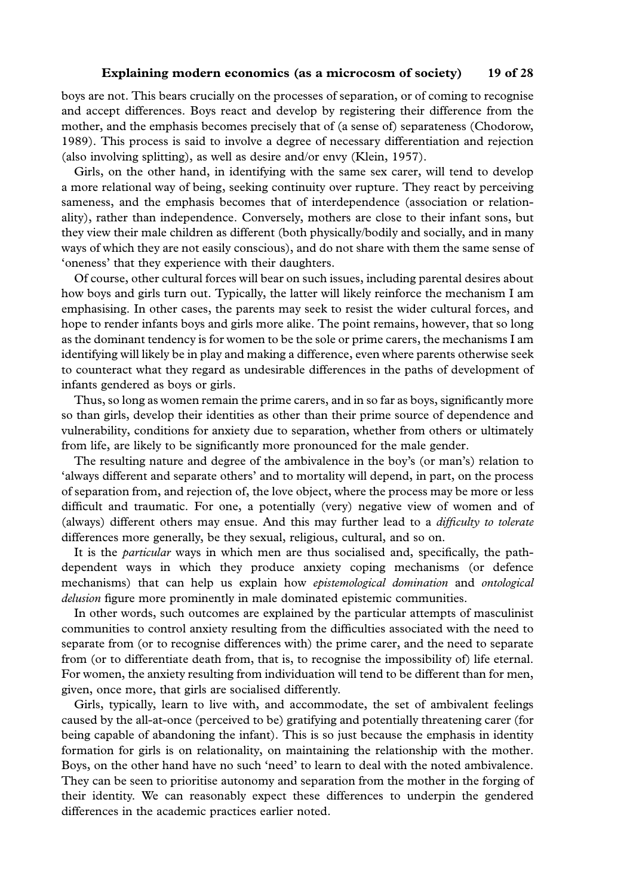boys are not. This bears crucially on the processes of separation, or of coming to recognise and accept differences. Boys react and develop by registering their difference from the mother, and the emphasis becomes precisely that of (a sense of) separateness (Chodorow, 1989). This process is said to involve a degree of necessary differentiation and rejection (also involving splitting), as well as desire and/or envy (Klein, 1957).

Girls, on the other hand, in identifying with the same sex carer, will tend to develop a more relational way of being, seeking continuity over rupture. They react by perceiving sameness, and the emphasis becomes that of interdependence (association or relationality), rather than independence. Conversely, mothers are close to their infant sons, but they view their male children as different (both physically/bodily and socially, and in many ways of which they are not easily conscious), and do not share with them the same sense of 'oneness' that they experience with their daughters.

Of course, other cultural forces will bear on such issues, including parental desires about how boys and girls turn out. Typically, the latter will likely reinforce the mechanism I am emphasising. In other cases, the parents may seek to resist the wider cultural forces, and hope to render infants boys and girls more alike. The point remains, however, that so long as the dominant tendency is for women to be the sole or prime carers, the mechanisms I am identifying will likely be in play and making a difference, even where parents otherwise seek to counteract what they regard as undesirable differences in the paths of development of infants gendered as boys or girls.

Thus, so long as women remain the prime carers, and in so far as boys, significantly more so than girls, develop their identities as other than their prime source of dependence and vulnerability, conditions for anxiety due to separation, whether from others or ultimately from life, are likely to be significantly more pronounced for the male gender.

The resulting nature and degree of the ambivalence in the boy's (or man's) relation to 'always different and separate others' and to mortality will depend, in part, on the process of separation from, and rejection of, the love object, where the process may be more or less difficult and traumatic. For one, a potentially (very) negative view of women and of (always) different others may ensue. And this may further lead to a *difficulty to tolerate* differences more generally, be they sexual, religious, cultural, and so on.

It is the *particular* ways in which men are thus socialised and, specifically, the path-dependent ways in which they produce anxiety coping mechanisms (or defence mechanisms) that can help us explain how *epistemological domination* and *ontological delusion* figure more prominently in male dominated epistemic communities.

In other words, such outcomes are explained by the particular attempts of masculinist communities to control anxiety resulting from the difficulties associated with the need to separate from (or to recognise differences with) the prime carer, and the need to separate from (or to differentiate death from, that is, to recognise the impossibility of) life eternal. For women, the anxiety resulting from individuation will tend to be different than for men, given, once more, that girls are socialised differently.

Girls, typically, learn to live with, and accommodate, the set of ambivalent feelings caused by the all-at-once (perceived to be) gratifying and potentially threatening carer (for being capable of abandoning the infant). This is so just because the emphasis in identity formation for girls is on relationality, on maintaining the relationship with the mother. Boys, on the other hand have no such 'need' to learn to deal with the noted ambivalence. They can be seen to prioritise autonomy and separation from the mother in the forging of their identity. We can reasonably expect these differences to underpin the gendered differences in the academic practices earlier noted.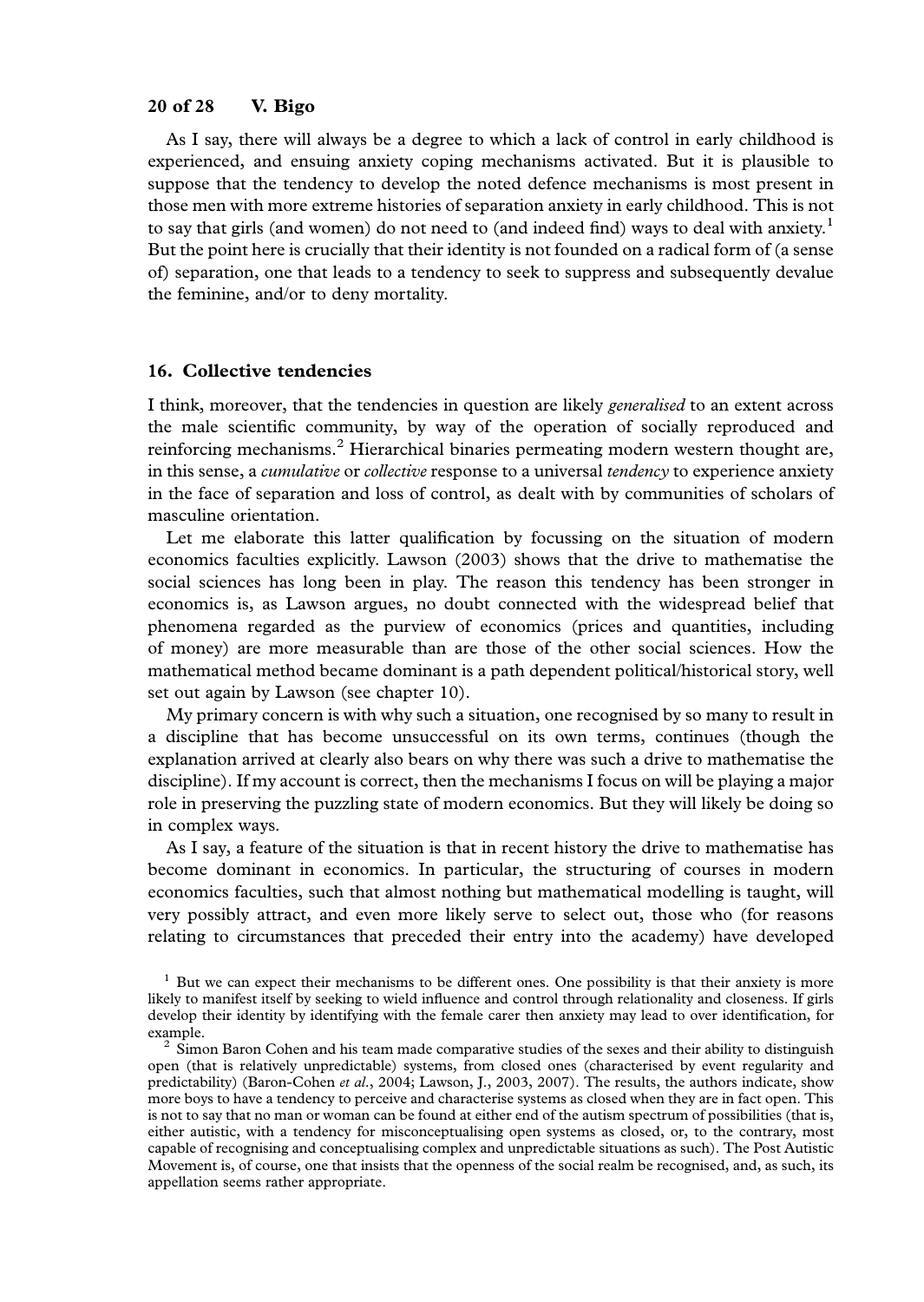As I say, there will always be a degree to which a lack of control in early childhood is experienced, and ensuing anxiety coping mechanisms activated. But it is plausible to suppose that the tendency to develop the noted defence mechanisms is most present in those men with more extreme histories of separation anxiety in early childhood. This is not to say that girls (and women) do not need to (and indeed find) ways to deal with anxiety.[1] But the point here is crucially that their identity is not founded on a radical form of (a sense of) separation, one that leads to a tendency to seek to suppress and subsequently devalue the feminine, and/or to deny mortality.

## 16. Collective tendencies

I think, moreover, that the tendencies in question are likely *generalised* to an extent across the male scientific community, by way of the operation of socially reproduced and reinforcing mechanisms.[2] Hierarchical binaries permeating modern western thought are, in this sense, a *cumulative* or *collective* response to a universal *tendency* to experience anxiety in the face of separation and loss of control, as dealt with by communities of scholars of masculine orientation.

Let me elaborate this latter qualification by focussing on the situation of modern economics faculties explicitly. Lawson (2003) shows that the drive to mathematise the social sciences has long been in play. The reason this tendency has been stronger in economics is, as Lawson argues, no doubt connected with the widespread belief that phenomena regarded as the purview of economics (prices and quantities, including of money) are more measurable than are those of the other social sciences. How the mathematical method became dominant is a path dependent political/historical story, well set out again by Lawson (see chapter 10).

My primary concern is with why such a situation, one recognised by so many to result in a discipline that has become unsuccessful on its own terms, continues (though the explanation arrived at clearly also bears on why there was such a drive to mathematise the discipline). If my account is correct, then the mechanisms I focus on will be playing a major role in preserving the puzzling state of modern economics. But they will likely be doing so in complex ways.

As I say, a feature of the situation is that in recent history the drive to mathematise has become dominant in economics. In particular, the structuring of courses in modern economics faculties, such that almost nothing but mathematical modelling is taught, will very possibly attract, and even more likely serve to select out, those who (for reasons relating to circumstances that preceded their entry into the academy) have developed

[1] But we can expect their mechanisms to be different ones. One possibility is that their anxiety is more likely to manifest itself by seeking to wield influence and control through relationality and closeness. If girls develop their identity by identifying with the female carer then anxiety may lead to over identification, for example.

[2] Simon Baron Cohen and his team made comparative studies of the sexes and their ability to distinguish open (that is relatively unpredictable) systems, from closed ones (characterised by event regularity and predictability) (Baron-Cohen *et al.*, 2004; Lawson, J., 2003, 2007). The results, the authors indicate, show more boys to have a tendency to perceive and characterise systems as closed when they are in fact open. This is not to say that no man or woman can be found at either end of the autism spectrum of possibilities (that is, either autistic, with a tendency for misconceptualising open systems as closed, or, to the contrary, most capable of recognising and conceptualising complex and unpredictable situations as such). The Post Autistic Movement is, of course, one that insists that the openness of the social realm be recognised, and, as such, its appellation seems rather appropriate.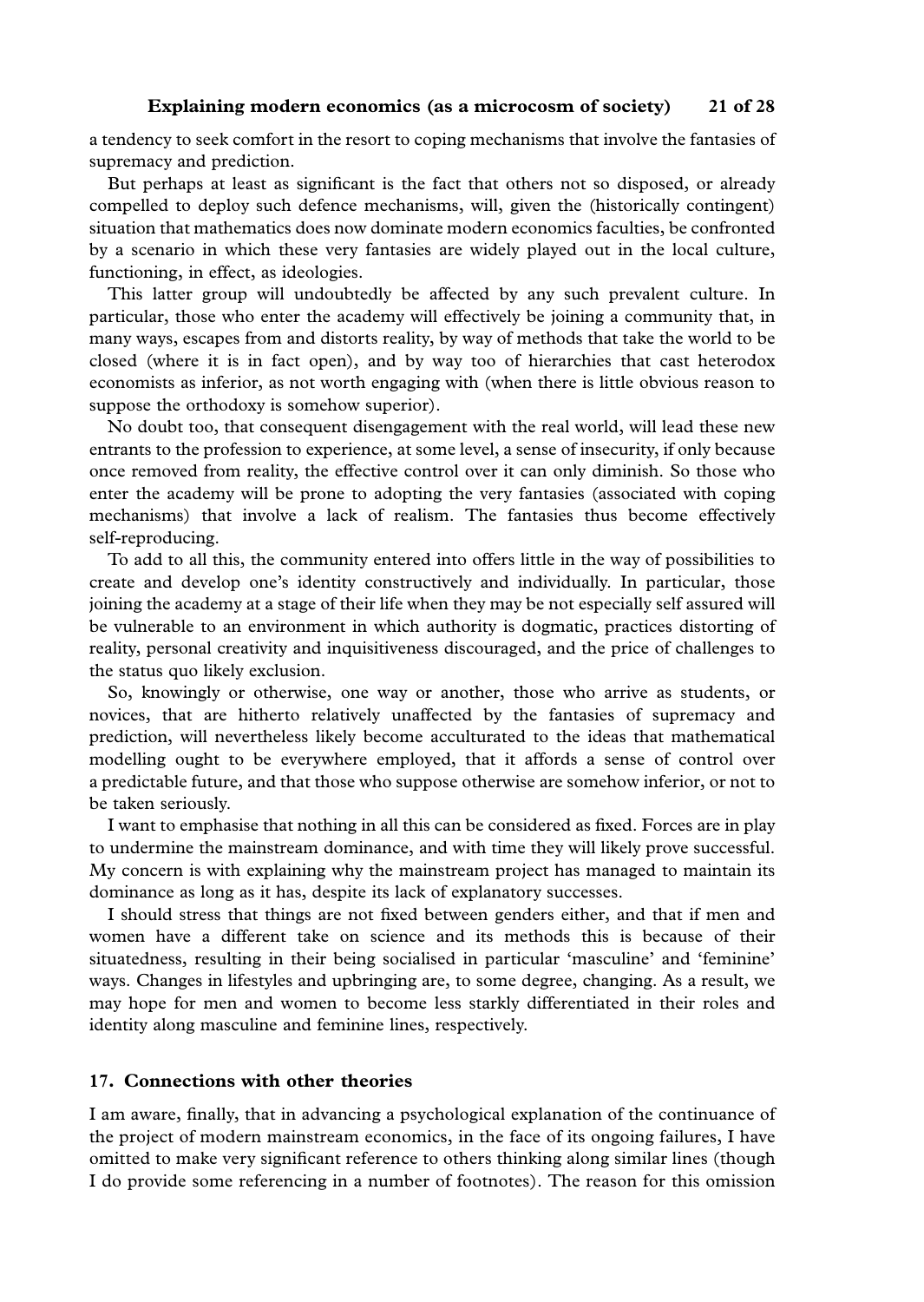a tendency to seek comfort in the resort to coping mechanisms that involve the fantasies of supremacy and prediction.

But perhaps at least as significant is the fact that others not so disposed, or already compelled to deploy such defence mechanisms, will, given the (historically contingent) situation that mathematics does now dominate modern economics faculties, be confronted by a scenario in which these very fantasies are widely played out in the local culture, functioning, in effect, as ideologies.

This latter group will undoubtedly be affected by any such prevalent culture. In particular, those who enter the academy will effectively be joining a community that, in many ways, escapes from and distorts reality, by way of methods that take the world to be closed (where it is in fact open), and by way too of hierarchies that cast heterodox economists as inferior, as not worth engaging with (when there is little obvious reason to suppose the orthodoxy is somehow superior).

No doubt too, that consequent disengagement with the real world, will lead these new entrants to the profession to experience, at some level, a sense of insecurity, if only because once removed from reality, the effective control over it can only diminish. So those who enter the academy will be prone to adopting the very fantasies (associated with coping mechanisms) that involve a lack of realism. The fantasies thus become effectively self-reproducing.

To add to all this, the community entered into offers little in the way of possibilities to create and develop one's identity constructively and individually. In particular, those joining the academy at a stage of their life when they may be not especially self assured will be vulnerable to an environment in which authority is dogmatic, practices distorting of reality, personal creativity and inquisitiveness discouraged, and the price of challenges to the status quo likely exclusion.

So, knowingly or otherwise, one way or another, those who arrive as students, or novices, that are hitherto relatively unaffected by the fantasies of supremacy and prediction, will nevertheless likely become acculturated to the ideas that mathematical modelling ought to be everywhere employed, that it affords a sense of control over a predictable future, and that those who suppose otherwise are somehow inferior, or not to be taken seriously.

I want to emphasise that nothing in all this can be considered as fixed. Forces are in play to undermine the mainstream dominance, and with time they will likely prove successful. My concern is with explaining why the mainstream project has managed to maintain its dominance as long as it has, despite its lack of explanatory successes.

I should stress that things are not fixed between genders either, and that if men and women have a different take on science and its methods this is because of their situatedness, resulting in their being socialised in particular 'masculine' and 'feminine' ways. Changes in lifestyles and upbringing are, to some degree, changing. As a result, we may hope for men and women to become less starkly differentiated in their roles and identity along masculine and feminine lines, respectively.

## 17. Connections with other theories

I am aware, finally, that in advancing a psychological explanation of the continuance of the project of modern mainstream economics, in the face of its ongoing failures, I have omitted to make very significant reference to others thinking along similar lines (though I do provide some referencing in a number of footnotes). The reason for this omission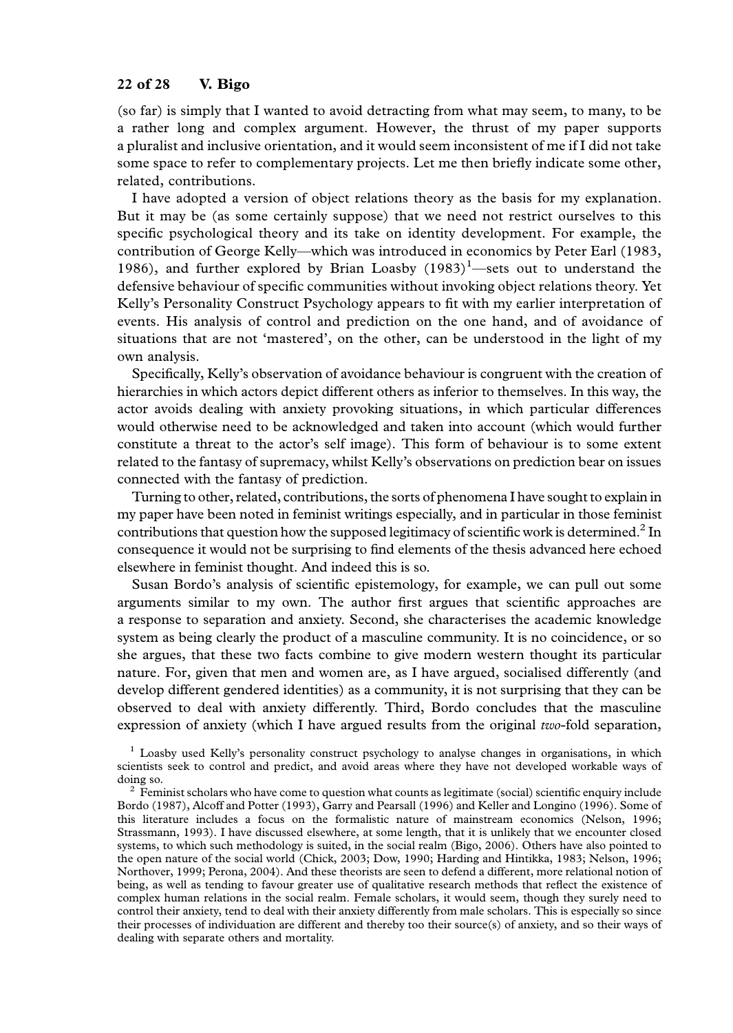(so far) is simply that I wanted to avoid detracting from what may seem, to many, to be a rather long and complex argument. However, the thrust of my paper supports a pluralist and inclusive orientation, and it would seem inconsistent of me if I did not take some space to refer to complementary projects. Let me then briefly indicate some other, related, contributions.

I have adopted a version of object relations theory as the basis for my explanation. But it may be (as some certainly suppose) that we need not restrict ourselves to this specific psychological theory and its take on identity development. For example, the contribution of George Kelly—which was introduced in economics by Peter Earl (1983, 1986), and further explored by Brian Loasby (1983)[1]—sets out to understand the defensive behaviour of specific communities without invoking object relations theory. Yet Kelly's Personality Construct Psychology appears to fit with my earlier interpretation of events. His analysis of control and prediction on the one hand, and of avoidance of situations that are not 'mastered', on the other, can be understood in the light of my own analysis.

Specifically, Kelly's observation of avoidance behaviour is congruent with the creation of hierarchies in which actors depict different others as inferior to themselves. In this way, the actor avoids dealing with anxiety provoking situations, in which particular differences would otherwise need to be acknowledged and taken into account (which would further constitute a threat to the actor's self image). This form of behaviour is to some extent related to the fantasy of supremacy, whilst Kelly's observations on prediction bear on issues connected with the fantasy of prediction.

Turning to other, related, contributions, the sorts of phenomena I have sought to explain in my paper have been noted in feminist writings especially, and in particular in those feminist contributions that question how the supposed legitimacy of scientific work is determined.[2] In consequence it would not be surprising to find elements of the thesis advanced here echoed elsewhere in feminist thought. And indeed this is so.

Susan Bordo's analysis of scientific epistemology, for example, we can pull out some arguments similar to my own. The author first argues that scientific approaches are a response to separation and anxiety. Second, she characterises the academic knowledge system as being clearly the product of a masculine community. It is no coincidence, or so she argues, that these two facts combine to give modern western thought its particular nature. For, given that men and women are, as I have argued, socialised differently (and develop different gendered identities) as a community, it is not surprising that they can be observed to deal with anxiety differently. Third, Bordo concludes that the masculine expression of anxiety (which I have argued results from the original *two*-fold separation,

[1] Loasby used Kelly's personality construct psychology to analyse changes in organisations, in which scientists seek to control and predict, and avoid areas where they have not developed workable ways of doing so.

[2] Feminist scholars who have come to question what counts as legitimate (social) scientific enquiry include Bordo (1987), Alcoff and Potter (1993), Garry and Pearsall (1996) and Keller and Longino (1996). Some of this literature includes a focus on the formalistic nature of mainstream economics (Nelson, 1996; Strassmann, 1993). I have discussed elsewhere, at some length, that it is unlikely that we encounter closed systems, to which such methodology is suited, in the social realm (Bigo, 2006). Others have also pointed to the open nature of the social world (Chick, 2003; Dow, 1990; Harding and Hintikka, 1983; Nelson, 1996; Northover, 1999; Perona, 2004). And these theorists are seen to defend a different, more relational notion of being, as well as tending to favour greater use of qualitative research methods that reflect the existence of complex human relations in the social realm. Female scholars, it would seem, though they surely need to control their anxiety, tend to deal with their anxiety differently from male scholars. This is especially so since their processes of individuation are different and thereby too their source(s) of anxiety, and so their ways of dealing with separate others and mortality.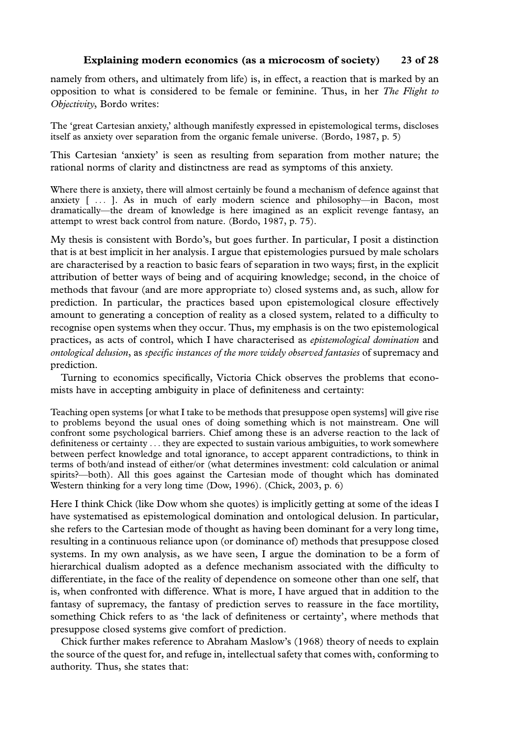namely from others, and ultimately from life) is, in effect, a reaction that is marked by an opposition to what is considered to be female or feminine. Thus, in her *The Flight to Objectivity*, Bordo writes:

> The 'great Cartesian anxiety,' although manifestly expressed in epistemological terms, discloses itself as anxiety over separation from the organic female universe. (Bordo, 1987, p. 5)

This Cartesian 'anxiety' is seen as resulting from separation from mother nature; the rational norms of clarity and distinctness are read as symptoms of this anxiety.

> Where there is anxiety, there will almost certainly be found a mechanism of defence against that anxiety [ . . . ]. As in much of early modern science and philosophy—in Bacon, most dramatically—the dream of knowledge is here imagined as an explicit revenge fantasy, an attempt to wrest back control from nature. (Bordo, 1987, p. 75).

My thesis is consistent with Bordo's, but goes further. In particular, I posit a distinction that is at best implicit in her analysis. I argue that epistemologies pursued by male scholars are characterised by a reaction to basic fears of separation in two ways; first, in the explicit attribution of better ways of being and of acquiring knowledge; second, in the choice of methods that favour (and are more appropriate to) closed systems and, as such, allow for prediction. In particular, the practices based upon epistemological closure effectively amount to generating a conception of reality as a closed system, related to a difficulty to recognise open systems when they occur. Thus, my emphasis is on the two epistemological practices, as acts of control, which I have characterised as *epistemological domination* and *ontological delusion*, as *specific instances of the more widely observed fantasies* of supremacy and prediction.

Turning to economics specifically, Victoria Chick observes the problems that economists have in accepting ambiguity in place of definiteness and certainty:

> Teaching open systems [or what I take to be methods that presuppose open systems] will give rise to problems beyond the usual ones of doing something which is not mainstream. One will confront some psychological barriers. Chief among these is an adverse reaction to the lack of definiteness or certainty . . . they are expected to sustain various ambiguities, to work somewhere between perfect knowledge and total ignorance, to accept apparent contradictions, to think in terms of both/and instead of either/or (what determines investment: cold calculation or animal spirits?—both). All this goes against the Cartesian mode of thought which has dominated Western thinking for a very long time (Dow, 1996). (Chick, 2003, p. 6)

Here I think Chick (like Dow whom she quotes) is implicitly getting at some of the ideas I have systematised as epistemological domination and ontological delusion. In particular, she refers to the Cartesian mode of thought as having been dominant for a very long time, resulting in a continuous reliance upon (or dominance of) methods that presuppose closed systems. In my own analysis, as we have seen, I argue the domination to be a form of hierarchical dualism adopted as a defence mechanism associated with the difficulty to differentiate, in the face of the reality of dependence on someone other than one self, that is, when confronted with difference. What is more, I have argued that in addition to the fantasy of supremacy, the fantasy of prediction serves to reassure in the face mortility, something Chick refers to as 'the lack of definiteness or certainty', where methods that presuppose closed systems give comfort of prediction.

Chick further makes reference to Abraham Maslow's (1968) theory of needs to explain the source of the quest for, and refuge in, intellectual safety that comes with, conforming to authority. Thus, she states that: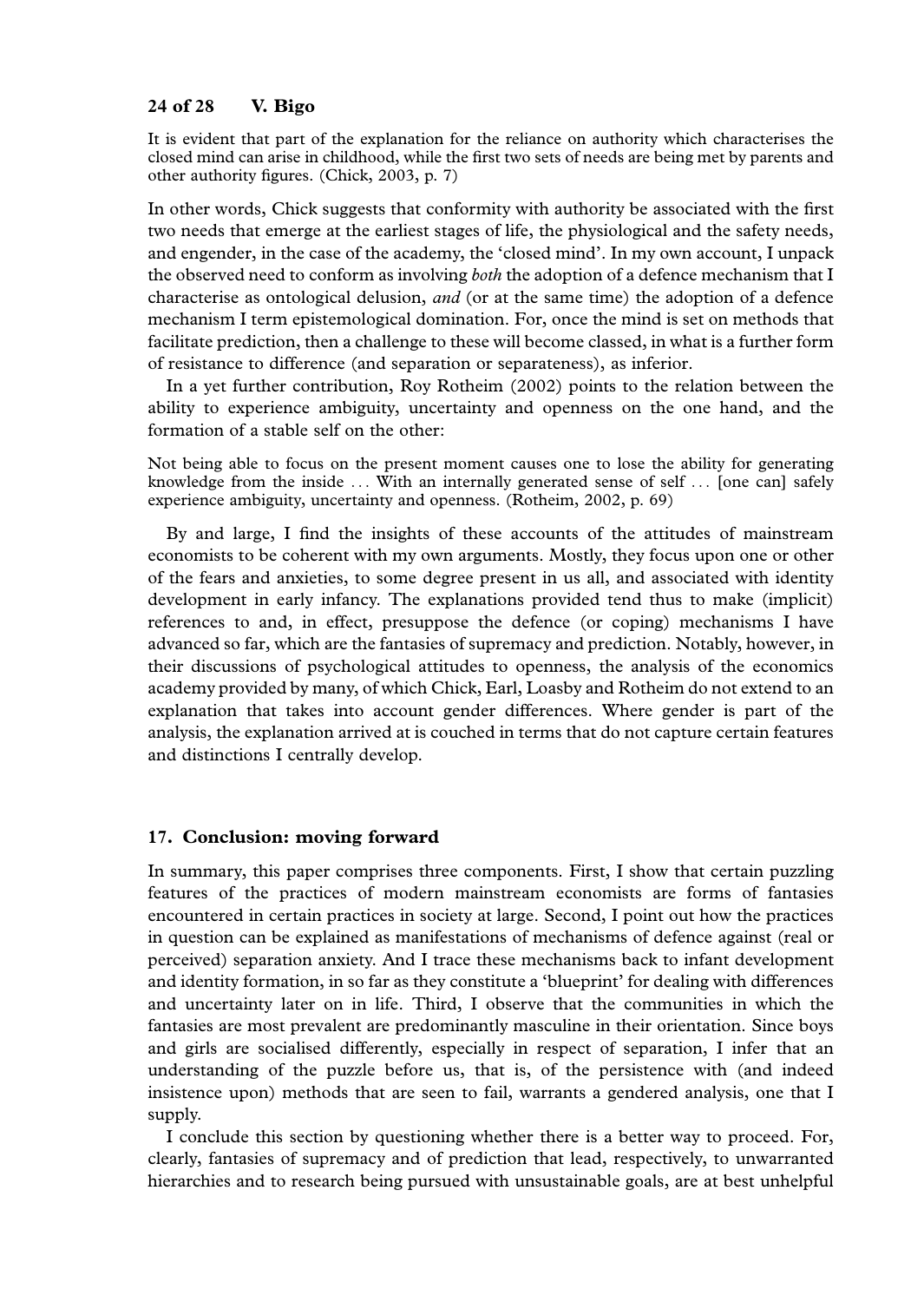> It is evident that part of the explanation for the reliance on authority which characterises the closed mind can arise in childhood, while the first two sets of needs are being met by parents and other authority figures. (Chick, 2003, p. 7)

In other words, Chick suggests that conformity with authority be associated with the first two needs that emerge at the earliest stages of life, the physiological and the safety needs, and engender, in the case of the academy, the 'closed mind'. In my own account, I unpack the observed need to conform as involving *both* the adoption of a defence mechanism that I characterise as ontological delusion, *and* (or at the same time) the adoption of a defence mechanism I term epistemological domination. For, once the mind is set on methods that facilitate prediction, then a challenge to these will become classed, in what is a further form of resistance to difference (and separation or separateness), as inferior.

In a yet further contribution, Roy Rotheim (2002) points to the relation between the ability to experience ambiguity, uncertainty and openness on the one hand, and the formation of a stable self on the other:

> Not being able to focus on the present moment causes one to lose the ability for generating knowledge from the inside ... With an internally generated sense of self ... [one can] safely experience ambiguity, uncertainty and openness. (Rotheim, 2002, p. 69)

By and large, I find the insights of these accounts of the attitudes of mainstream economists to be coherent with my own arguments. Mostly, they focus upon one or other of the fears and anxieties, to some degree present in us all, and associated with identity development in early infancy. The explanations provided tend thus to make (implicit) references to and, in effect, presuppose the defence (or coping) mechanisms I have advanced so far, which are the fantasies of supremacy and prediction. Notably, however, in their discussions of psychological attitudes to openness, the analysis of the economics academy provided by many, of which Chick, Earl, Loasby and Rotheim do not extend to an explanation that takes into account gender differences. Where gender is part of the analysis, the explanation arrived at is couched in terms that do not capture certain features and distinctions I centrally develop.

## 17. Conclusion: moving forward

In summary, this paper comprises three components. First, I show that certain puzzling features of the practices of modern mainstream economists are forms of fantasies encountered in certain practices in society at large. Second, I point out how the practices in question can be explained as manifestations of mechanisms of defence against (real or perceived) separation anxiety. And I trace these mechanisms back to infant development and identity formation, in so far as they constitute a 'blueprint' for dealing with differences and uncertainty later on in life. Third, I observe that the communities in which the fantasies are most prevalent are predominantly masculine in their orientation. Since boys and girls are socialised differently, especially in respect of separation, I infer that an understanding of the puzzle before us, that is, of the persistence with (and indeed insistence upon) methods that are seen to fail, warrants a gendered analysis, one that I supply.

I conclude this section by questioning whether there is a better way to proceed. For, clearly, fantasies of supremacy and of prediction that lead, respectively, to unwarranted hierarchies and to research being pursued with unsustainable goals, are at best unhelpful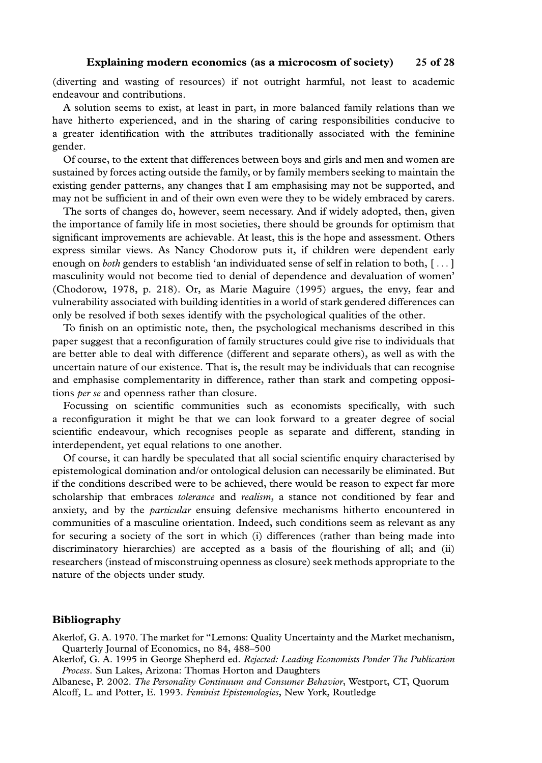(diverting and wasting of resources) if not outright harmful, not least to academic endeavour and contributions.

A solution seems to exist, at least in part, in more balanced family relations than we have hitherto experienced, and in the sharing of caring responsibilities conducive to a greater identification with the attributes traditionally associated with the feminine gender.

Of course, to the extent that differences between boys and girls and men and women are sustained by forces acting outside the family, or by family members seeking to maintain the existing gender patterns, any changes that I am emphasising may not be supported, and may not be sufficient in and of their own even were they to be widely embraced by carers.

The sorts of changes do, however, seem necessary. And if widely adopted, then, given the importance of family life in most societies, there should be grounds for optimism that significant improvements are achievable. At least, this is the hope and assessment. Others express similar views. As Nancy Chodorow puts it, if children were dependent early enough on *both* genders to establish 'an individuated sense of self in relation to both, [ . . . ] masculinity would not become tied to denial of dependence and devaluation of women' (Chodorow, 1978, p. 218). Or, as Marie Maguire (1995) argues, the envy, fear and vulnerability associated with building identities in a world of stark gendered differences can only be resolved if both sexes identify with the psychological qualities of the other.

To finish on an optimistic note, then, the psychological mechanisms described in this paper suggest that a reconfiguration of family structures could give rise to individuals that are better able to deal with difference (different and separate others), as well as with the uncertain nature of our existence. That is, the result may be individuals that can recognise and emphasise complementarity in difference, rather than stark and competing oppositions *per se* and openness rather than closure.

Focussing on scientific communities such as economists specifically, with such a reconfiguration it might be that we can look forward to a greater degree of social scientific endeavour, which recognises people as separate and different, standing in interdependent, yet equal relations to one another.

Of course, it can hardly be speculated that all social scientific enquiry characterised by epistemological domination and/or ontological delusion can necessarily be eliminated. But if the conditions described were to be achieved, there would be reason to expect far more scholarship that embraces *tolerance* and *realism*, a stance not conditioned by fear and anxiety, and by the *particular* ensuing defensive mechanisms hitherto encountered in communities of a masculine orientation. Indeed, such conditions seem as relevant as any for securing a society of the sort in which (i) differences (rather than being made into discriminatory hierarchies) are accepted as a basis of the flourishing of all; and (ii) researchers (instead of misconstruing openness as closure) seek methods appropriate to the nature of the objects under study.

## Bibliography

Akerlof, G. A. 1970. The market for "Lemons: Quality Uncertainty and the Market mechanism, Quarterly Journal of Economics, no 84, 488–500

Akerlof, G. A. 1995 in George Shepherd ed. *Rejected: Leading Economists Ponder The Publication Process*. Sun Lakes, Arizona: Thomas Horton and Daughters

Albanese, P. 2002. *The Personality Continuum and Consumer Behavior*, Westport, CT, Quorum

Alcoff, L. and Potter, E. 1993. *Feminist Epistemologies*, New York, Routledge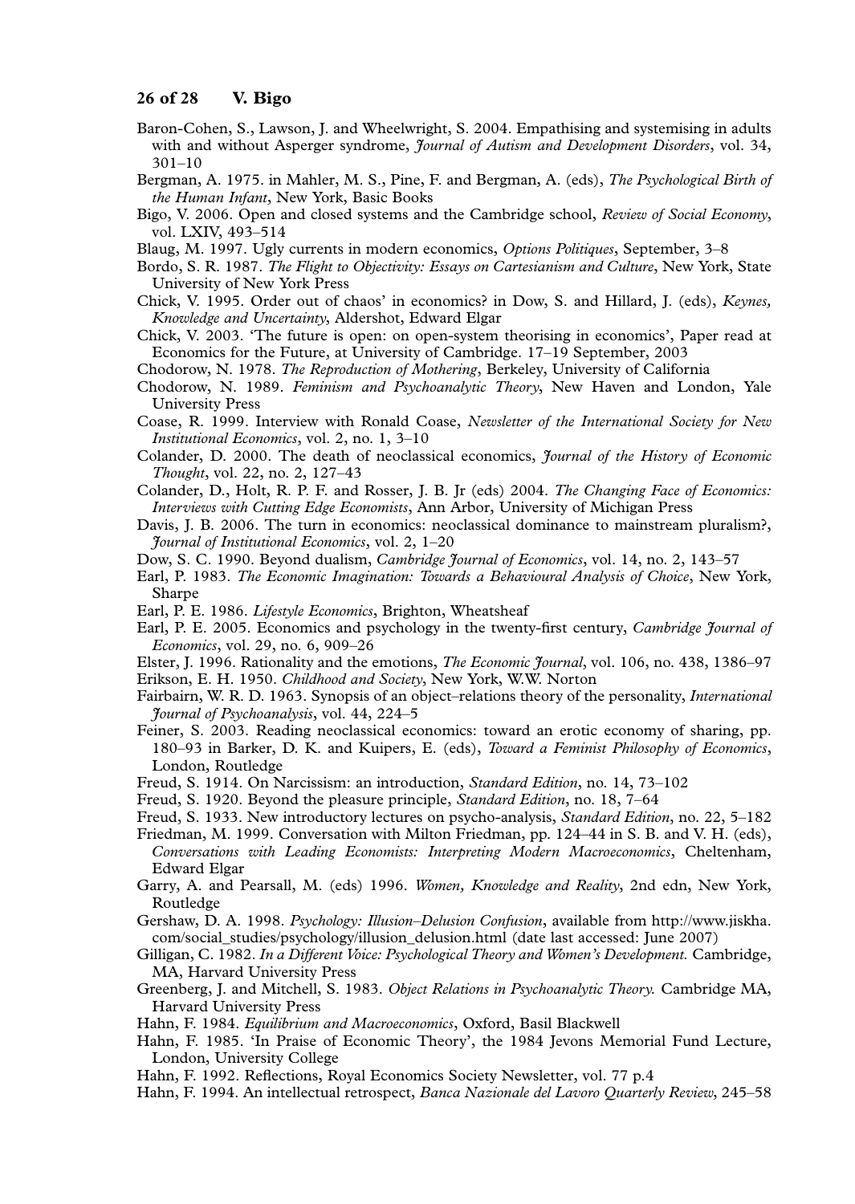Baron-Cohen, S., Lawson, J. and Wheelwright, S. 2004. Empathising and systemising in adults with and without Asperger syndrome, *Journal of Autism and Development Disorders*, vol. 34, 301–10

Bergman, A. 1975. in Mahler, M. S., Pine, F. and Bergman, A. (eds), *The Psychological Birth of the Human Infant*, New York, Basic Books

Bigo, V. 2006. Open and closed systems and the Cambridge school, *Review of Social Economy*, vol. LXIV, 493–514

Blaug, M. 1997. Ugly currents in modern economics, *Options Politiques*, September, 3–8

Bordo, S. R. 1987. *The Flight to Objectivity: Essays on Cartesianism and Culture*, New York, State University of New York Press

Chick, V. 1995. Order out of chaos' in economics? in Dow, S. and Hillard, J. (eds), *Keynes, Knowledge and Uncertainty*, Aldershot, Edward Elgar

Chick, V. 2003. 'The future is open: on open-system theorising in economics', Paper read at Economics for the Future, at University of Cambridge. 17–19 September, 2003

Chodorow, N. 1978. *The Reproduction of Mothering*, Berkeley, University of California

Chodorow, N. 1989. *Feminism and Psychoanalytic Theory*, New Haven and London, Yale University Press

Coase, R. 1999. Interview with Ronald Coase, *Newsletter of the International Society for New Institutional Economics*, vol. 2, no. 1, 3–10

Colander, D. 2000. The death of neoclassical economics, *Journal of the History of Economic Thought*, vol. 22, no. 2, 127–43

Colander, D., Holt, R. P. F. and Rosser, J. B. Jr (eds) 2004. *The Changing Face of Economics: Interviews with Cutting Edge Economists*, Ann Arbor, University of Michigan Press

Davis, J. B. 2006. The turn in economics: neoclassical dominance to mainstream pluralism?, *Journal of Institutional Economics*, vol. 2, 1–20

Dow, S. C. 1990. Beyond dualism, *Cambridge Journal of Economics*, vol. 14, no. 2, 143–57

Earl, P. 1983. *The Economic Imagination: Towards a Behavioural Analysis of Choice*, New York, Sharpe

Earl, P. E. 1986. *Lifestyle Economics*, Brighton, Wheatsheaf

Earl, P. E. 2005. Economics and psychology in the twenty-first century, *Cambridge Journal of Economics*, vol. 29, no. 6, 909–26

Elster, J. 1996. Rationality and the emotions, *The Economic Journal*, vol. 106, no. 438, 1386–97

Erikson, E. H. 1950. *Childhood and Society*, New York, W.W. Norton

Fairbairn, W. R. D. 1963. Synopsis of an object–relations theory of the personality, *International Journal of Psychoanalysis*, vol. 44, 224–5

Feiner, S. 2003. Reading neoclassical economics: toward an erotic economy of sharing, pp. 180–93 in Barker, D. K. and Kuipers, E. (eds), *Toward a Feminist Philosophy of Economics*, London, Routledge

Freud, S. 1914. On Narcissism: an introduction, *Standard Edition*, no. 14, 73–102

Freud, S. 1920. Beyond the pleasure principle, *Standard Edition*, no. 18, 7–64

Freud, S. 1933. New introductory lectures on psycho-analysis, *Standard Edition*, no. 22, 5–182

Friedman, M. 1999. Conversation with Milton Friedman, pp. 124–44 in S. B. and V. H. (eds), *Conversations with Leading Economists: Interpreting Modern Macroeconomics*, Cheltenham, Edward Elgar

Garry, A. and Pearsall, M. (eds) 1996. *Women, Knowledge and Reality*, 2nd edn, New York, Routledge

Gershaw, D. A. 1998. *Psychology: Illusion–Delusion Confusion*, available from http://www.jiskha.com/social_studies/psychology/illusion_delusion.html (date last accessed: June 2007)

Gilligan, C. 1982. *In a Different Voice: Psychological Theory and Women's Development.* Cambridge, MA, Harvard University Press

Greenberg, J. and Mitchell, S. 1983. *Object Relations in Psychoanalytic Theory.* Cambridge MA, Harvard University Press

Hahn, F. 1984. *Equilibrium and Macroeconomics*, Oxford, Basil Blackwell

Hahn, F. 1985. 'In Praise of Economic Theory', the 1984 Jevons Memorial Fund Lecture, London, University College

Hahn, F. 1992. Reflections, Royal Economics Society Newsletter, vol. 77 p.4

Hahn, F. 1994. An intellectual retrospect, *Banca Nazionale del Lavoro Quarterly Review*, 245–58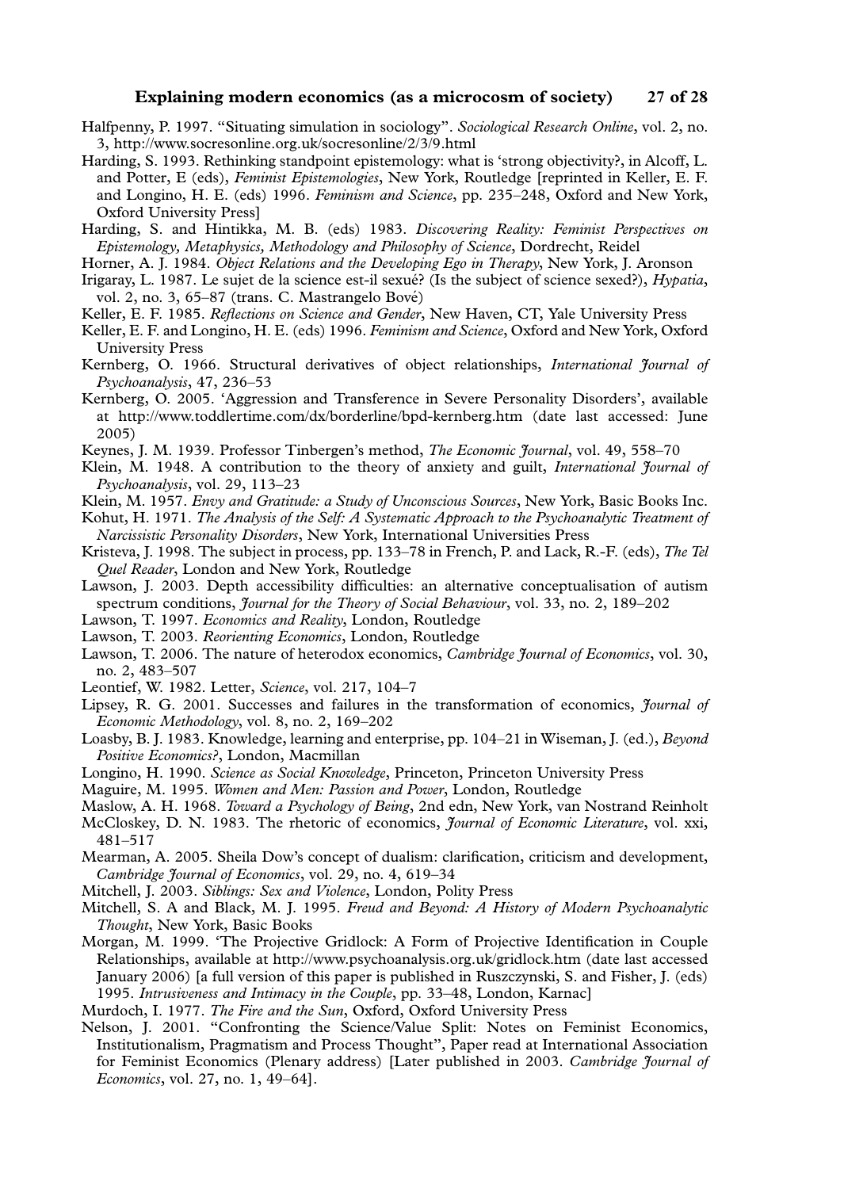Halfpenny, P. 1997. "Situating simulation in sociology". *Sociological Research Online*, vol. 2, no. 3, http://www.socresonline.org.uk/socresonline/2/3/9.html

Harding, S. 1993. Rethinking standpoint epistemology: what is 'strong objectivity?, in Alcoff, L. and Potter, E (eds), *Feminist Epistemologies*, New York, Routledge [reprinted in Keller, E. F. and Longino, H. E. (eds) 1996. *Feminism and Science*, pp. 235–248, Oxford and New York, Oxford University Press]

Harding, S. and Hintikka, M. B. (eds) 1983. *Discovering Reality: Feminist Perspectives on Epistemology, Metaphysics, Methodology and Philosophy of Science*, Dordrecht, Reidel

Horner, A. J. 1984. *Object Relations and the Developing Ego in Therapy*, New York, J. Aronson

Irigaray, L. 1987. Le sujet de la science est-il sexué? (Is the subject of science sexed?), *Hypatia*, vol. 2, no. 3, 65–87 (trans. C. Mastrangelo Bové)

Keller, E. F. 1985. *Reflections on Science and Gender*, New Haven, CT, Yale University Press

Keller, E. F. and Longino, H. E. (eds) 1996. *Feminism and Science*, Oxford and New York, Oxford University Press

Kernberg, O. 1966. Structural derivatives of object relationships, *International Journal of Psychoanalysis*, 47, 236–53

Kernberg, O. 2005. 'Aggression and Transference in Severe Personality Disorders', available at http://www.toddlertime.com/dx/borderline/bpd-kernberg.htm (date last accessed: June 2005)

Keynes, J. M. 1939. Professor Tinbergen's method, *The Economic Journal*, vol. 49, 558–70

Klein, M. 1948. A contribution to the theory of anxiety and guilt, *International Journal of Psychoanalysis*, vol. 29, 113–23

Klein, M. 1957. *Envy and Gratitude: a Study of Unconscious Sources*, New York, Basic Books Inc.

Kohut, H. 1971. *The Analysis of the Self: A Systematic Approach to the Psychoanalytic Treatment of Narcissistic Personality Disorders*, New York, International Universities Press

Kristeva, J. 1998. The subject in process, pp. 133–78 in French, P. and Lack, R.-F. (eds), *The Tel Quel Reader*, London and New York, Routledge

Lawson, J. 2003. Depth accessibility difficulties: an alternative conceptualisation of autism spectrum conditions, *Journal for the Theory of Social Behaviour*, vol. 33, no. 2, 189–202

Lawson, T. 1997. *Economics and Reality*, London, Routledge

Lawson, T. 2003. *Reorienting Economics*, London, Routledge

Lawson, T. 2006. The nature of heterodox economics, *Cambridge Journal of Economics*, vol. 30, no. 2, 483–507

Leontief, W. 1982. Letter, *Science*, vol. 217, 104–7

Lipsey, R. G. 2001. Successes and failures in the transformation of economics, *Journal of Economic Methodology*, vol. 8, no. 2, 169–202

Loasby, B. J. 1983. Knowledge, learning and enterprise, pp. 104–21 in Wiseman, J. (ed.), *Beyond Positive Economics?*, London, Macmillan

Longino, H. 1990. *Science as Social Knowledge*, Princeton, Princeton University Press

Maguire, M. 1995. *Women and Men: Passion and Power*, London, Routledge

Maslow, A. H. 1968. *Toward a Psychology of Being*, 2nd edn, New York, van Nostrand Reinholt

McCloskey, D. N. 1983. The rhetoric of economics, *Journal of Economic Literature*, vol. xxi, 481–517

Mearman, A. 2005. Sheila Dow's concept of dualism: clarification, criticism and development, *Cambridge Journal of Economics*, vol. 29, no. 4, 619–34

Mitchell, J. 2003. *Siblings: Sex and Violence*, London, Polity Press

Mitchell, S. A and Black, M. J. 1995. *Freud and Beyond: A History of Modern Psychoanalytic Thought*, New York, Basic Books

Morgan, M. 1999. 'The Projective Gridlock: A Form of Projective Identification in Couple Relationships, available at http://www.psychoanalysis.org.uk/gridlock.htm (date last accessed January 2006) [a full version of this paper is published in Ruszczynski, S. and Fisher, J. (eds) 1995. *Intrusiveness and Intimacy in the Couple*, pp. 33–48, London, Karnac]

Murdoch, I. 1977. *The Fire and the Sun*, Oxford, Oxford University Press

Nelson, J. 2001. "Confronting the Science/Value Split: Notes on Feminist Economics, Institutionalism, Pragmatism and Process Thought", Paper read at International Association for Feminist Economics (Plenary address) [Later published in 2003. *Cambridge Journal of Economics*, vol. 27, no. 1, 49–64].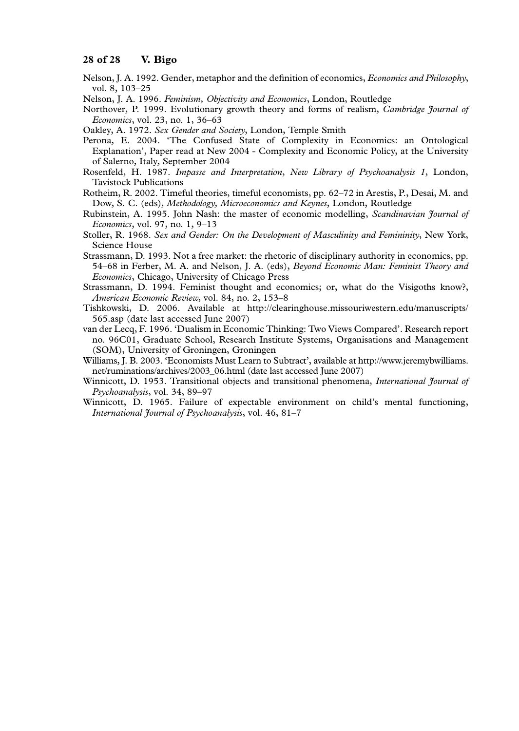Nelson, J. A. 1992. Gender, metaphor and the definition of economics, *Economics and Philosophy*, vol. 8, 103–25

Nelson, J. A. 1996. *Feminism, Objectivity and Economics*, London, Routledge

Northover, P. 1999. Evolutionary growth theory and forms of realism, *Cambridge Journal of Economics*, vol. 23, no. 1, 36–63

Oakley, A. 1972. *Sex Gender and Society*, London, Temple Smith

Perona, E. 2004. 'The Confused State of Complexity in Economics: an Ontological Explanation', Paper read at New 2004 - Complexity and Economic Policy, at the University of Salerno, Italy, September 2004

Rosenfeld, H. 1987. *Impasse and Interpretation*, *New Library of Psychoanalysis 1*, London, Tavistock Publications

Rotheim, R. 2002. Timeful theories, timeful economists, pp. 62–72 in Arestis, P., Desai, M. and Dow, S. C. (eds), *Methodology, Microeconomics and Keynes*, London, Routledge

Rubinstein, A. 1995. John Nash: the master of economic modelling, *Scandinavian Journal of Economics*, vol. 97, no. 1, 9–13

Stoller, R. 1968. *Sex and Gender: On the Development of Masculinity and Femininity*, New York, Science House

Strassmann, D. 1993. Not a free market: the rhetoric of disciplinary authority in economics, pp. 54–68 in Ferber, M. A. and Nelson, J. A. (eds), *Beyond Economic Man: Feminist Theory and Economics*, Chicago, University of Chicago Press

Strassmann, D. 1994. Feminist thought and economics; or, what do the Visigoths know?, *American Economic Review*, vol. 84, no. 2, 153–8

Tishkowski, D. 2006. Available at http://clearinghouse.missouriwestern.edu/manuscripts/565.asp (date last accessed June 2007)

van der Lecq, F. 1996. 'Dualism in Economic Thinking: Two Views Compared'. Research report no. 96C01, Graduate School, Research Institute Systems, Organisations and Management (SOM), University of Groningen, Groningen

Williams, J. B. 2003. 'Economists Must Learn to Subtract', available at http://www.jeremybwilliams.net/ruminations/archives/2003_06.html (date last accessed June 2007)

Winnicott, D. 1953. Transitional objects and transitional phenomena, *International Journal of Psychoanalysis*, vol. 34, 89–97

Winnicott, D. 1965. Failure of expectable environment on child's mental functioning, *International Journal of Psychoanalysis*, vol. 46, 81–7